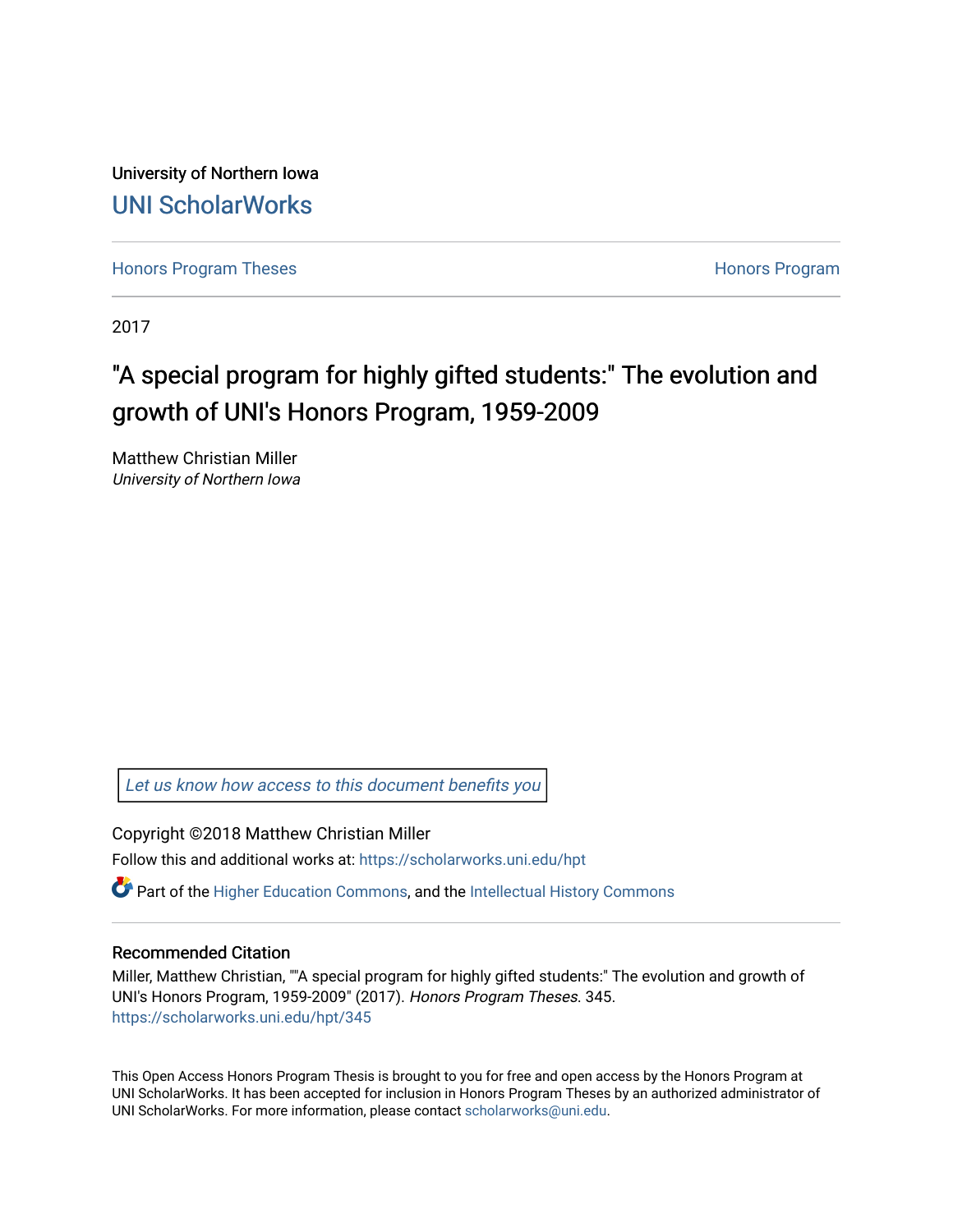University of Northern Iowa

# UNI ScholarWorks

Honors Program Theses

Honors Program

2017

# "A special program for highly gifted students:" The evolution and growth of UNI's Honors Program, 1959-2009

Matthew Christian Miller
*University of Northern Iowa*

Let us know how access to this document benefits you

Copyright ©2018 Matthew Christian Miller

Follow this and additional works at: https://scholarworks.uni.edu/hpt

Part of the Higher Education Commons, and the Intellectual History Commons

## Recommended Citation

Miller, Matthew Christian, ""A special program for highly gifted students:" The evolution and growth of UNI's Honors Program, 1959-2009" (2017). *Honors Program Theses*. 345.
https://scholarworks.uni.edu/hpt/345

This Open Access Honors Program Thesis is brought to you for free and open access by the Honors Program at UNI ScholarWorks. It has been accepted for inclusion in Honors Program Theses by an authorized administrator of UNI ScholarWorks. For more information, please contact scholarworks@uni.edu.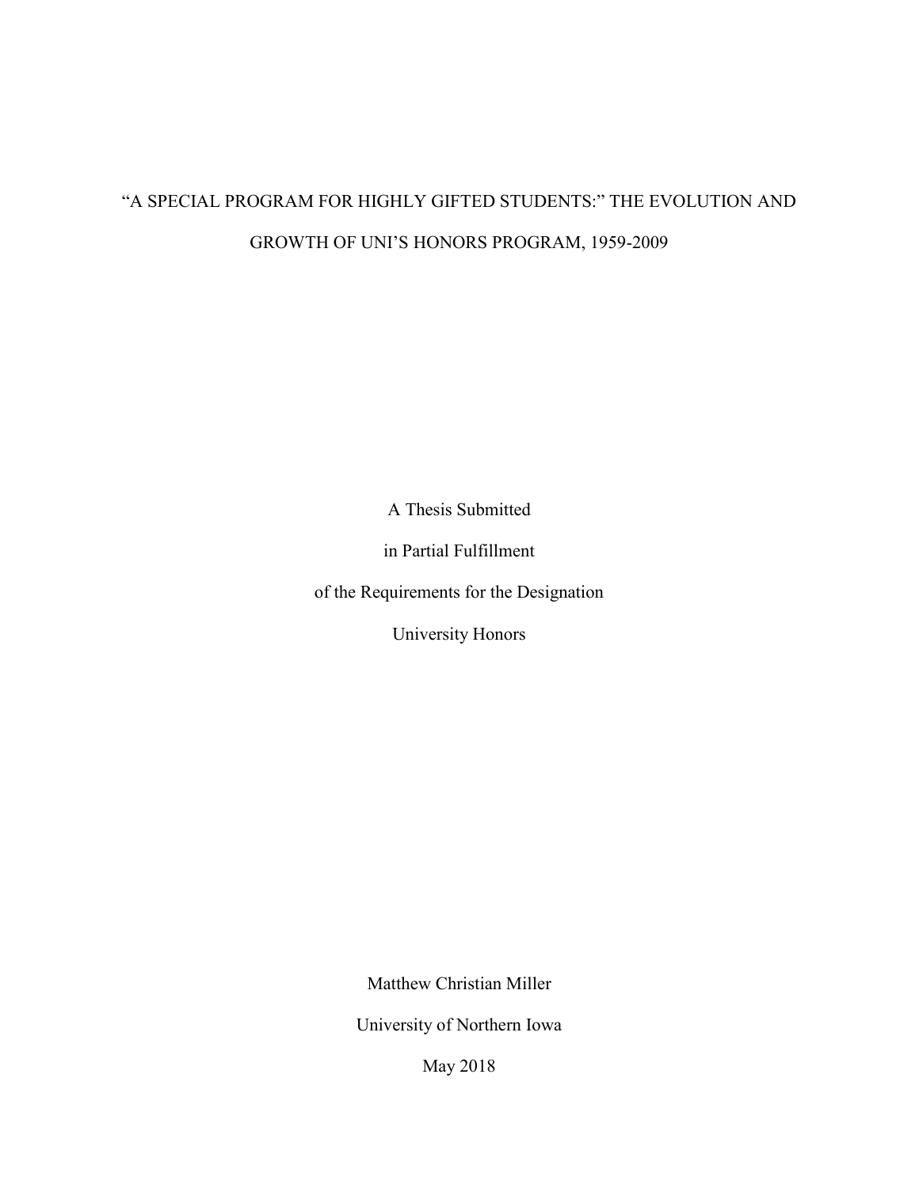# "A SPECIAL PROGRAM FOR HIGHLY GIFTED STUDENTS:" THE EVOLUTION AND GROWTH OF UNI'S HONORS PROGRAM, 1959-2009

A Thesis Submitted

in Partial Fulfillment

of the Requirements for the Designation

University Honors

Matthew Christian Miller

University of Northern Iowa

May 2018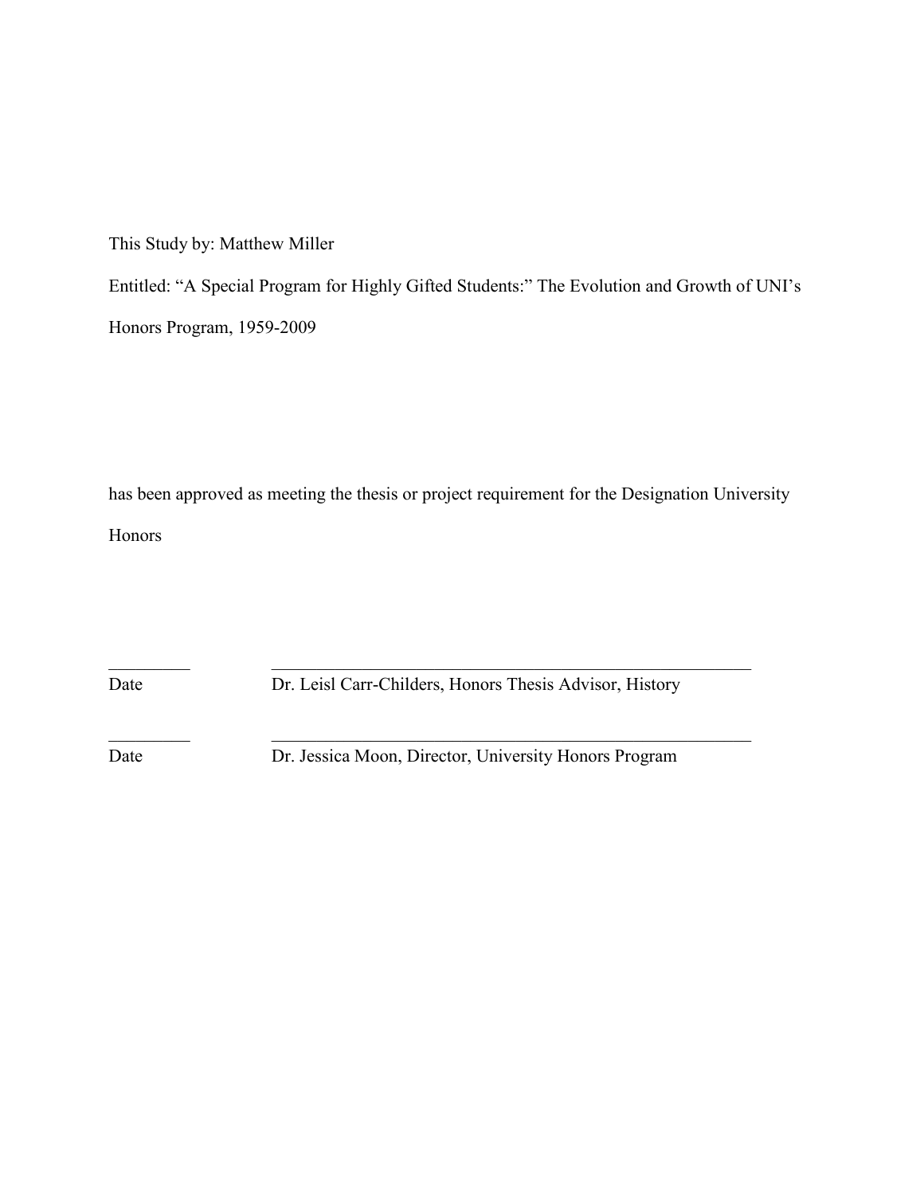This Study by: Matthew Miller

Entitled: “A Special Program for Highly Gifted Students:” The Evolution and Growth of UNI’s Honors Program, 1959-2009

has been approved as meeting the thesis or project requirement for the Designation University Honors

_________ ________________________________________________

Date Dr. Leisl Carr-Childers, Honors Thesis Advisor, History

_________ ________________________________________________

Date Dr. Jessica Moon, Director, University Honors Program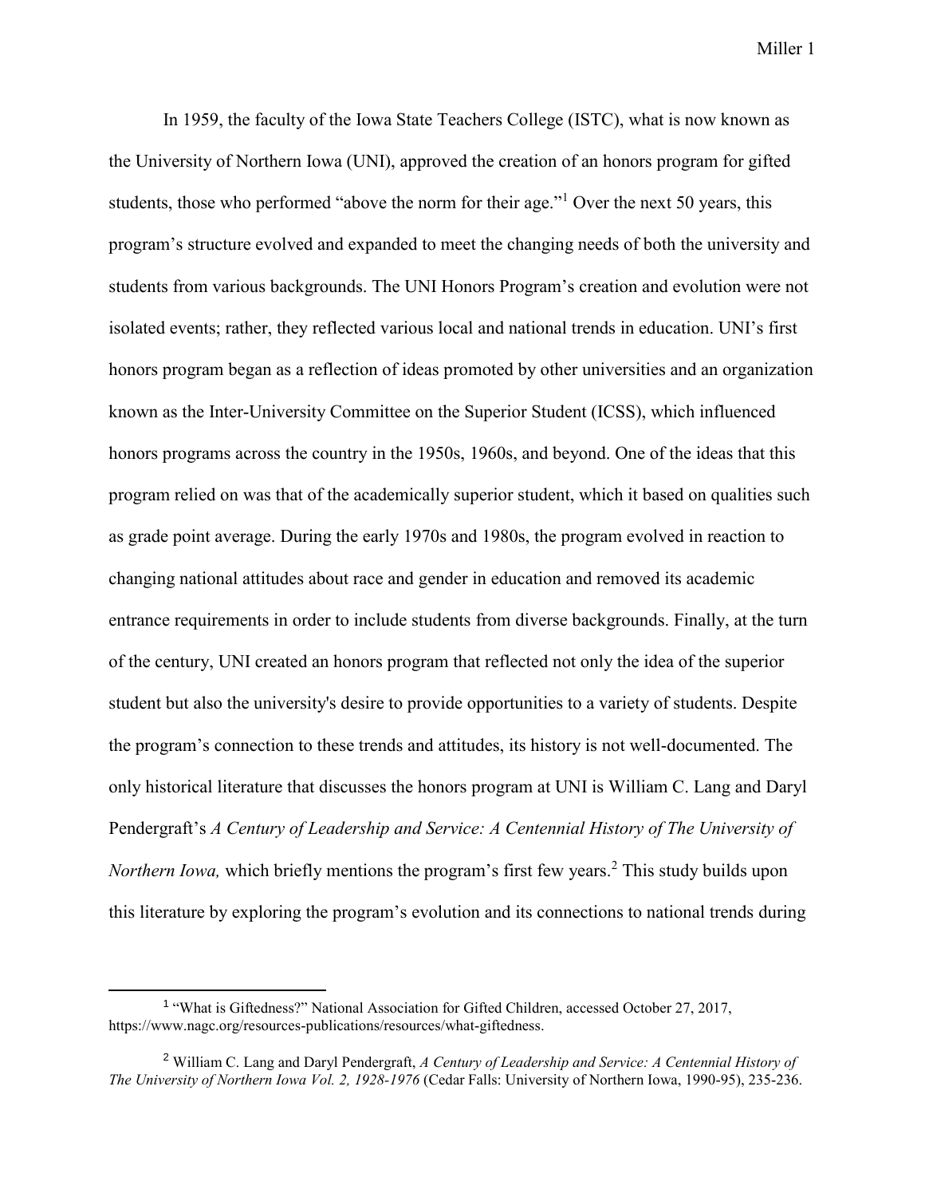In 1959, the faculty of the Iowa State Teachers College (ISTC), what is now known as the University of Northern Iowa (UNI), approved the creation of an honors program for gifted students, those who performed "above the norm for their age."[1] Over the next 50 years, this program's structure evolved and expanded to meet the changing needs of both the university and students from various backgrounds. The UNI Honors Program's creation and evolution were not isolated events; rather, they reflected various local and national trends in education. UNI's first honors program began as a reflection of ideas promoted by other universities and an organization known as the Inter-University Committee on the Superior Student (ICSS), which influenced honors programs across the country in the 1950s, 1960s, and beyond. One of the ideas that this program relied on was that of the academically superior student, which it based on qualities such as grade point average. During the early 1970s and 1980s, the program evolved in reaction to changing national attitudes about race and gender in education and removed its academic entrance requirements in order to include students from diverse backgrounds. Finally, at the turn of the century, UNI created an honors program that reflected not only the idea of the superior student but also the university's desire to provide opportunities to a variety of students. Despite the program's connection to these trends and attitudes, its history is not well-documented. The only historical literature that discusses the honors program at UNI is William C. Lang and Daryl Pendergraft's *A Century of Leadership and Service: A Centennial History of The University of Northern Iowa,* which briefly mentions the program's first few years.[2] This study builds upon this literature by exploring the program's evolution and its connections to national trends during

---

[1] "What is Giftedness?" National Association for Gifted Children, accessed October 27, 2017, https://www.nagc.org/resources-publications/resources/what-giftedness.

[2] William C. Lang and Daryl Pendergraft, *A Century of Leadership and Service: A Centennial History of The University of Northern Iowa Vol. 2, 1928-1976* (Cedar Falls: University of Northern Iowa, 1990-95), 235-236.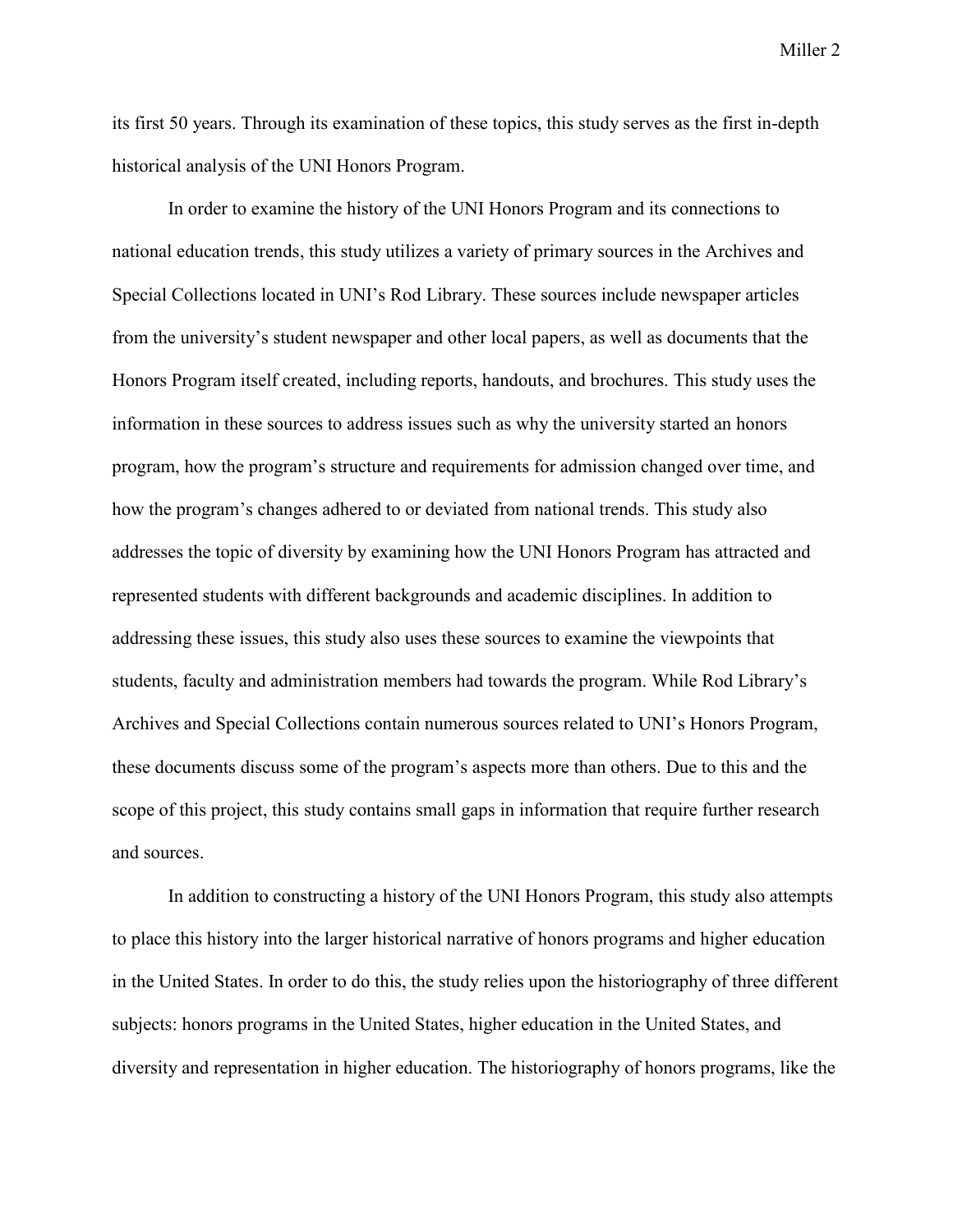its first 50 years. Through its examination of these topics, this study serves as the first in-depth historical analysis of the UNI Honors Program.

In order to examine the history of the UNI Honors Program and its connections to national education trends, this study utilizes a variety of primary sources in the Archives and Special Collections located in UNI's Rod Library. These sources include newspaper articles from the university's student newspaper and other local papers, as well as documents that the Honors Program itself created, including reports, handouts, and brochures. This study uses the information in these sources to address issues such as why the university started an honors program, how the program's structure and requirements for admission changed over time, and how the program's changes adhered to or deviated from national trends. This study also addresses the topic of diversity by examining how the UNI Honors Program has attracted and represented students with different backgrounds and academic disciplines. In addition to addressing these issues, this study also uses these sources to examine the viewpoints that students, faculty and administration members had towards the program. While Rod Library's Archives and Special Collections contain numerous sources related to UNI's Honors Program, these documents discuss some of the program's aspects more than others. Due to this and the scope of this project, this study contains small gaps in information that require further research and sources.

In addition to constructing a history of the UNI Honors Program, this study also attempts to place this history into the larger historical narrative of honors programs and higher education in the United States. In order to do this, the study relies upon the historiography of three different subjects: honors programs in the United States, higher education in the United States, and diversity and representation in higher education. The historiography of honors programs, like the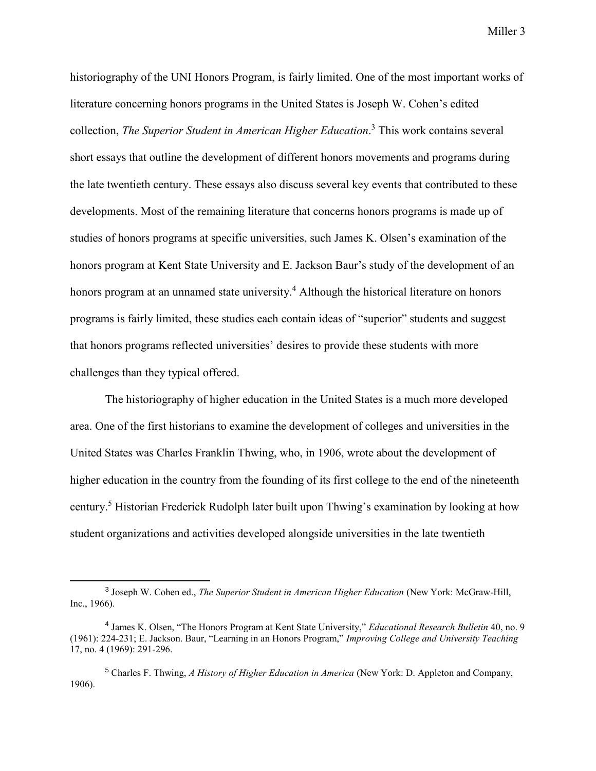historiography of the UNI Honors Program, is fairly limited. One of the most important works of literature concerning honors programs in the United States is Joseph W. Cohen's edited collection, *The Superior Student in American Higher Education*.[3] This work contains several short essays that outline the development of different honors movements and programs during the late twentieth century. These essays also discuss several key events that contributed to these developments. Most of the remaining literature that concerns honors programs is made up of studies of honors programs at specific universities, such James K. Olsen's examination of the honors program at Kent State University and E. Jackson Baur's study of the development of an honors program at an unnamed state university.[4] Although the historical literature on honors programs is fairly limited, these studies each contain ideas of "superior" students and suggest that honors programs reflected universities' desires to provide these students with more challenges than they typical offered.

The historiography of higher education in the United States is a much more developed area. One of the first historians to examine the development of colleges and universities in the United States was Charles Franklin Thwing, who, in 1906, wrote about the development of higher education in the country from the founding of its first college to the end of the nineteenth century.[5] Historian Frederick Rudolph later built upon Thwing's examination by looking at how student organizations and activities developed alongside universities in the late twentieth

---

[3] Joseph W. Cohen ed., *The Superior Student in American Higher Education* (New York: McGraw-Hill, Inc., 1966).

[4] James K. Olsen, "The Honors Program at Kent State University," *Educational Research Bulletin* 40, no. 9 (1961): 224-231; E. Jackson. Baur, "Learning in an Honors Program," *Improving College and University Teaching* 17, no. 4 (1969): 291-296.

[5] Charles F. Thwing, *A History of Higher Education in America* (New York: D. Appleton and Company, 1906).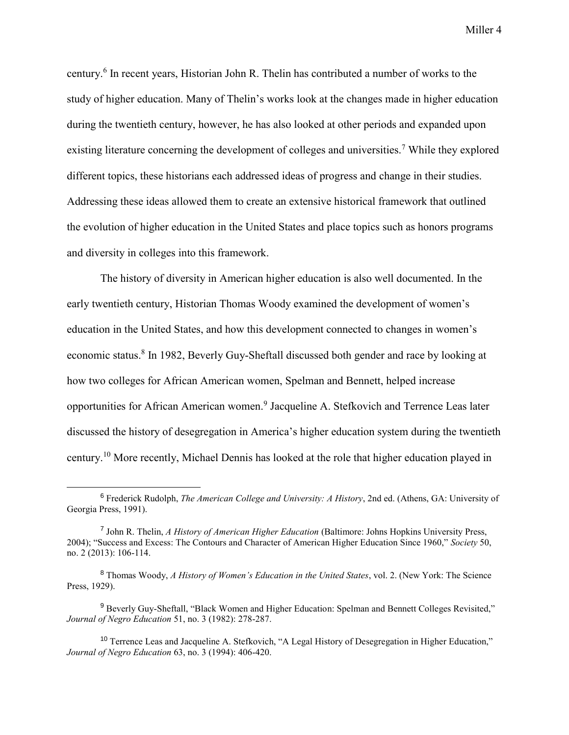century.[6] In recent years, Historian John R. Thelin has contributed a number of works to the study of higher education. Many of Thelin's works look at the changes made in higher education during the twentieth century, however, he has also looked at other periods and expanded upon existing literature concerning the development of colleges and universities.[7] While they explored different topics, these historians each addressed ideas of progress and change in their studies. Addressing these ideas allowed them to create an extensive historical framework that outlined the evolution of higher education in the United States and place topics such as honors programs and diversity in colleges into this framework.

The history of diversity in American higher education is also well documented. In the early twentieth century, Historian Thomas Woody examined the development of women's education in the United States, and how this development connected to changes in women's economic status.[8] In 1982, Beverly Guy-Sheftall discussed both gender and race by looking at how two colleges for African American women, Spelman and Bennett, helped increase opportunities for African American women.[9] Jacqueline A. Stefkovich and Terrence Leas later discussed the history of desegregation in America's higher education system during the twentieth century.[10] More recently, Michael Dennis has looked at the role that higher education played in

---

[6] Frederick Rudolph, *The American College and University: A History*, 2nd ed. (Athens, GA: University of Georgia Press, 1991).

[7] John R. Thelin, *A History of American Higher Education* (Baltimore: Johns Hopkins University Press, 2004); "Success and Excess: The Contours and Character of American Higher Education Since 1960," *Society* 50, no. 2 (2013): 106-114.

[8] Thomas Woody, *A History of Women's Education in the United States*, vol. 2. (New York: The Science Press, 1929).

[9] Beverly Guy-Sheftall, "Black Women and Higher Education: Spelman and Bennett Colleges Revisited," *Journal of Negro Education* 51, no. 3 (1982): 278-287.

[10] Terrence Leas and Jacqueline A. Stefkovich, "A Legal History of Desegregation in Higher Education," *Journal of Negro Education* 63, no. 3 (1994): 406-420.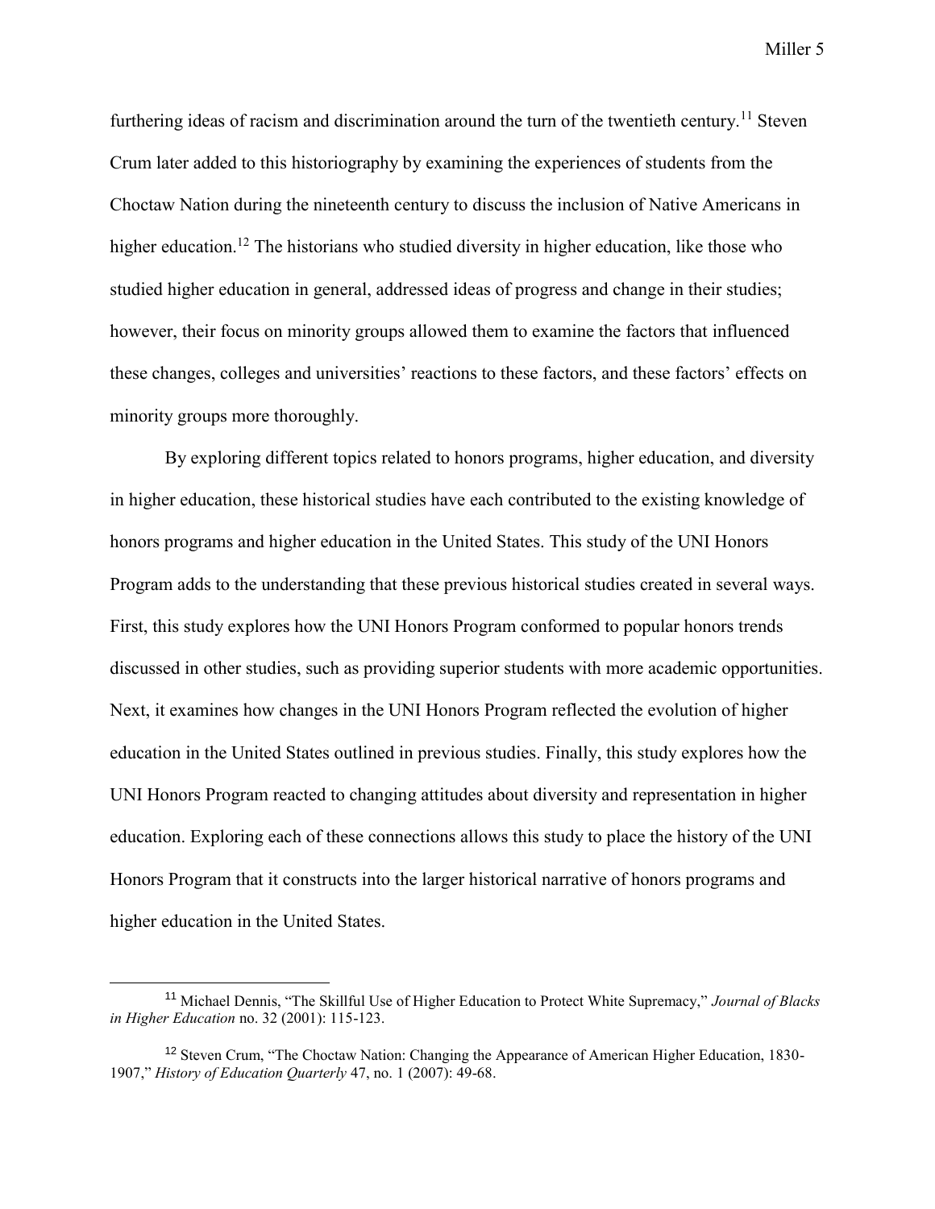furthering ideas of racism and discrimination around the turn of the twentieth century.[11] Steven Crum later added to this historiography by examining the experiences of students from the Choctaw Nation during the nineteenth century to discuss the inclusion of Native Americans in higher education.[12] The historians who studied diversity in higher education, like those who studied higher education in general, addressed ideas of progress and change in their studies; however, their focus on minority groups allowed them to examine the factors that influenced these changes, colleges and universities' reactions to these factors, and these factors' effects on minority groups more thoroughly.

By exploring different topics related to honors programs, higher education, and diversity in higher education, these historical studies have each contributed to the existing knowledge of honors programs and higher education in the United States. This study of the UNI Honors Program adds to the understanding that these previous historical studies created in several ways. First, this study explores how the UNI Honors Program conformed to popular honors trends discussed in other studies, such as providing superior students with more academic opportunities. Next, it examines how changes in the UNI Honors Program reflected the evolution of higher education in the United States outlined in previous studies. Finally, this study explores how the UNI Honors Program reacted to changing attitudes about diversity and representation in higher education. Exploring each of these connections allows this study to place the history of the UNI Honors Program that it constructs into the larger historical narrative of honors programs and higher education in the United States.

---

[11] Michael Dennis, "The Skillful Use of Higher Education to Protect White Supremacy," *Journal of Blacks in Higher Education* no. 32 (2001): 115-123.

[12] Steven Crum, "The Choctaw Nation: Changing the Appearance of American Higher Education, 1830-1907," *History of Education Quarterly* 47, no. 1 (2007): 49-68.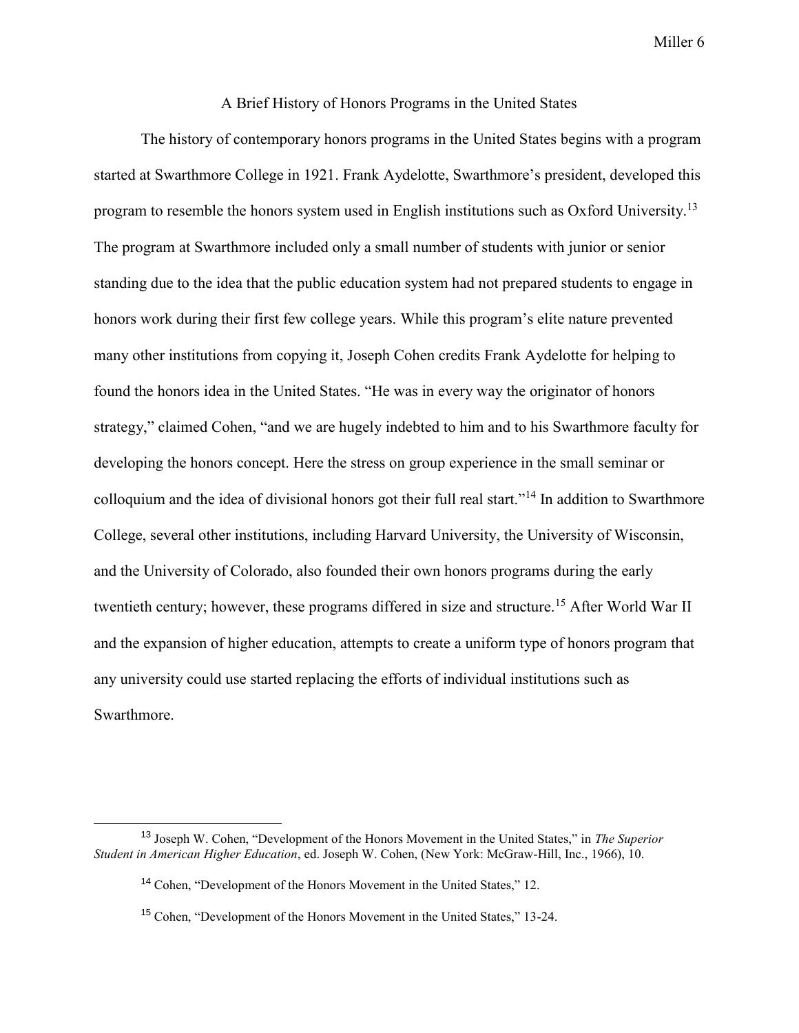## A Brief History of Honors Programs in the United States

The history of contemporary honors programs in the United States begins with a program started at Swarthmore College in 1921. Frank Aydelotte, Swarthmore's president, developed this program to resemble the honors system used in English institutions such as Oxford University.[13] The program at Swarthmore included only a small number of students with junior or senior standing due to the idea that the public education system had not prepared students to engage in honors work during their first few college years. While this program's elite nature prevented many other institutions from copying it, Joseph Cohen credits Frank Aydelotte for helping to found the honors idea in the United States. "He was in every way the originator of honors strategy," claimed Cohen, "and we are hugely indebted to him and to his Swarthmore faculty for developing the honors concept. Here the stress on group experience in the small seminar or colloquium and the idea of divisional honors got their full real start."[14] In addition to Swarthmore College, several other institutions, including Harvard University, the University of Wisconsin, and the University of Colorado, also founded their own honors programs during the early twentieth century; however, these programs differed in size and structure.[15] After World War II and the expansion of higher education, attempts to create a uniform type of honors program that any university could use started replacing the efforts of individual institutions such as Swarthmore.

---

[13] Joseph W. Cohen, "Development of the Honors Movement in the United States," in *The Superior Student in American Higher Education*, ed. Joseph W. Cohen, (New York: McGraw-Hill, Inc., 1966), 10.

[14] Cohen, "Development of the Honors Movement in the United States," 12.

[15] Cohen, "Development of the Honors Movement in the United States," 13-24.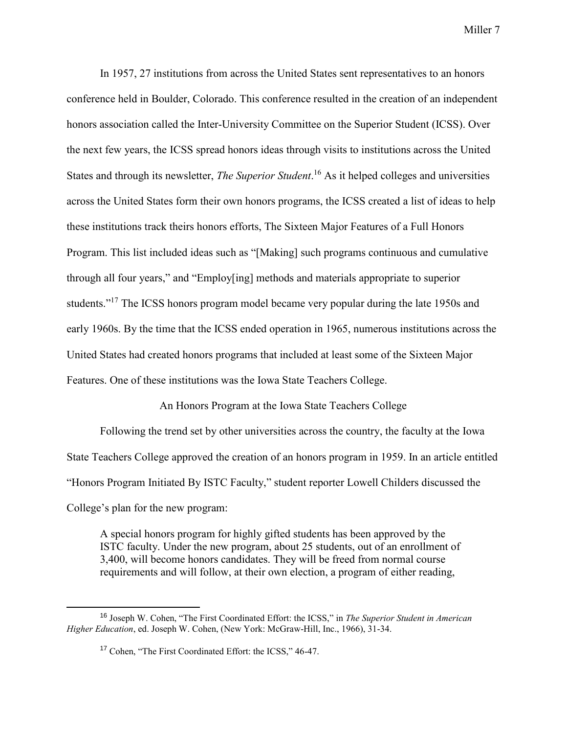In 1957, 27 institutions from across the United States sent representatives to an honors conference held in Boulder, Colorado. This conference resulted in the creation of an independent honors association called the Inter-University Committee on the Superior Student (ICSS). Over the next few years, the ICSS spread honors ideas through visits to institutions across the United States and through its newsletter, *The Superior Student*.[16] As it helped colleges and universities across the United States form their own honors programs, the ICSS created a list of ideas to help these institutions track theirs honors efforts, The Sixteen Major Features of a Full Honors Program. This list included ideas such as "[Making] such programs continuous and cumulative through all four years," and "Employ[ing] methods and materials appropriate to superior students."[17] The ICSS honors program model became very popular during the late 1950s and early 1960s. By the time that the ICSS ended operation in 1965, numerous institutions across the United States had created honors programs that included at least some of the Sixteen Major Features. One of these institutions was the Iowa State Teachers College.

## An Honors Program at the Iowa State Teachers College

Following the trend set by other universities across the country, the faculty at the Iowa State Teachers College approved the creation of an honors program in 1959. In an article entitled "Honors Program Initiated By ISTC Faculty," student reporter Lowell Childers discussed the College's plan for the new program:

> A special honors program for highly gifted students has been approved by the ISTC faculty. Under the new program, about 25 students, out of an enrollment of 3,400, will become honors candidates. They will be freed from normal course requirements and will follow, at their own election, a program of either reading,

---

[16] Joseph W. Cohen, "The First Coordinated Effort: the ICSS," in *The Superior Student in American Higher Education*, ed. Joseph W. Cohen, (New York: McGraw-Hill, Inc., 1966), 31-34.

[17] Cohen, "The First Coordinated Effort: the ICSS," 46-47.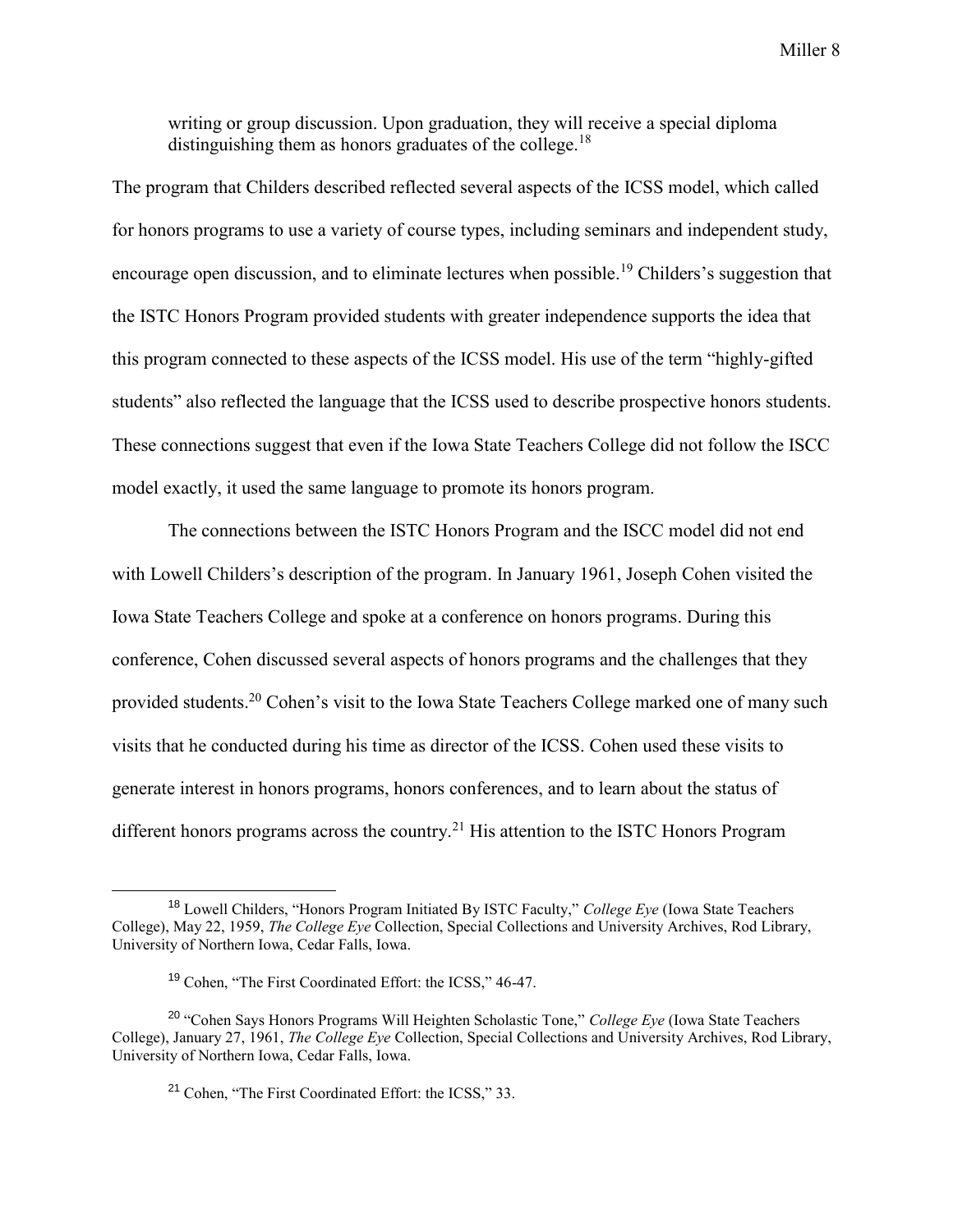> writing or group discussion. Upon graduation, they will receive a special diploma distinguishing them as honors graduates of the college.[18]

The program that Childers described reflected several aspects of the ICSS model, which called for honors programs to use a variety of course types, including seminars and independent study, encourage open discussion, and to eliminate lectures when possible.[19] Childers's suggestion that the ISTC Honors Program provided students with greater independence supports the idea that this program connected to these aspects of the ICSS model. His use of the term "highly-gifted students" also reflected the language that the ICSS used to describe prospective honors students. These connections suggest that even if the Iowa State Teachers College did not follow the ISCC model exactly, it used the same language to promote its honors program.

The connections between the ISTC Honors Program and the ISCC model did not end with Lowell Childers's description of the program. In January 1961, Joseph Cohen visited the Iowa State Teachers College and spoke at a conference on honors programs. During this conference, Cohen discussed several aspects of honors programs and the challenges that they provided students.[20] Cohen's visit to the Iowa State Teachers College marked one of many such visits that he conducted during his time as director of the ICSS. Cohen used these visits to generate interest in honors programs, honors conferences, and to learn about the status of different honors programs across the country.[21] His attention to the ISTC Honors Program

---

[18] Lowell Childers, "Honors Program Initiated By ISTC Faculty," *College Eye* (Iowa State Teachers College), May 22, 1959, *The College Eye* Collection, Special Collections and University Archives, Rod Library, University of Northern Iowa, Cedar Falls, Iowa.

[19] Cohen, "The First Coordinated Effort: the ICSS," 46-47.

[20] "Cohen Says Honors Programs Will Heighten Scholastic Tone," *College Eye* (Iowa State Teachers College), January 27, 1961, *The College Eye* Collection, Special Collections and University Archives, Rod Library, University of Northern Iowa, Cedar Falls, Iowa.

[21] Cohen, "The First Coordinated Effort: the ICSS," 33.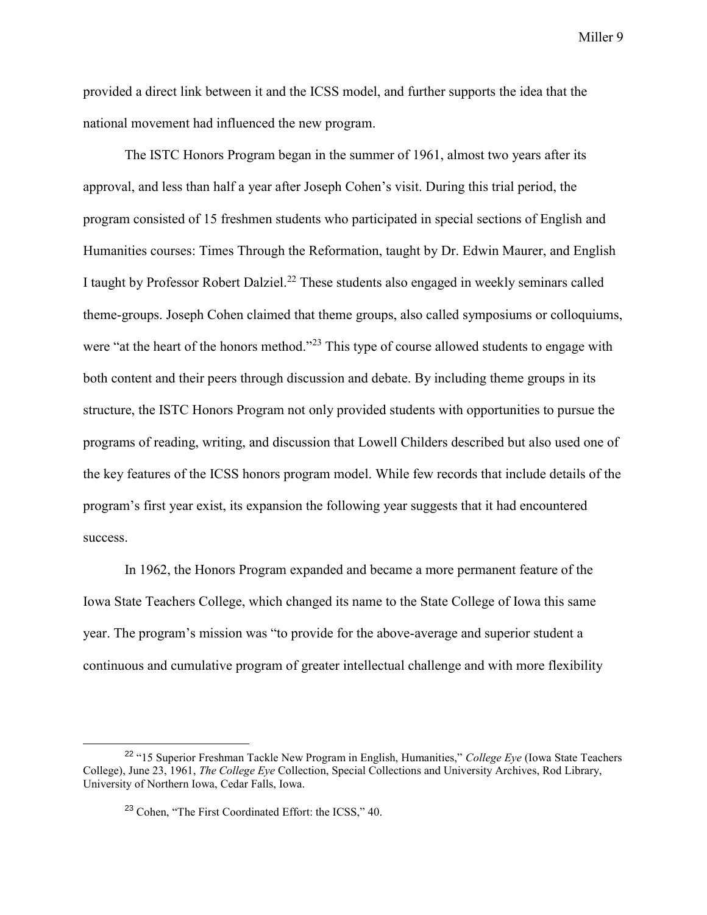provided a direct link between it and the ICSS model, and further supports the idea that the national movement had influenced the new program.

The ISTC Honors Program began in the summer of 1961, almost two years after its approval, and less than half a year after Joseph Cohen's visit. During this trial period, the program consisted of 15 freshmen students who participated in special sections of English and Humanities courses: Times Through the Reformation, taught by Dr. Edwin Maurer, and English I taught by Professor Robert Dalziel.[22] These students also engaged in weekly seminars called theme-groups. Joseph Cohen claimed that theme groups, also called symposiums or colloquiums, were "at the heart of the honors method."[23] This type of course allowed students to engage with both content and their peers through discussion and debate. By including theme groups in its structure, the ISTC Honors Program not only provided students with opportunities to pursue the programs of reading, writing, and discussion that Lowell Childers described but also used one of the key features of the ICSS honors program model. While few records that include details of the program's first year exist, its expansion the following year suggests that it had encountered success.

In 1962, the Honors Program expanded and became a more permanent feature of the Iowa State Teachers College, which changed its name to the State College of Iowa this same year. The program's mission was "to provide for the above-average and superior student a continuous and cumulative program of greater intellectual challenge and with more flexibility

---

[22] "15 Superior Freshman Tackle New Program in English, Humanities," *College Eye* (Iowa State Teachers College), June 23, 1961, *The College Eye* Collection, Special Collections and University Archives, Rod Library, University of Northern Iowa, Cedar Falls, Iowa.

[23] Cohen, "The First Coordinated Effort: the ICSS," 40.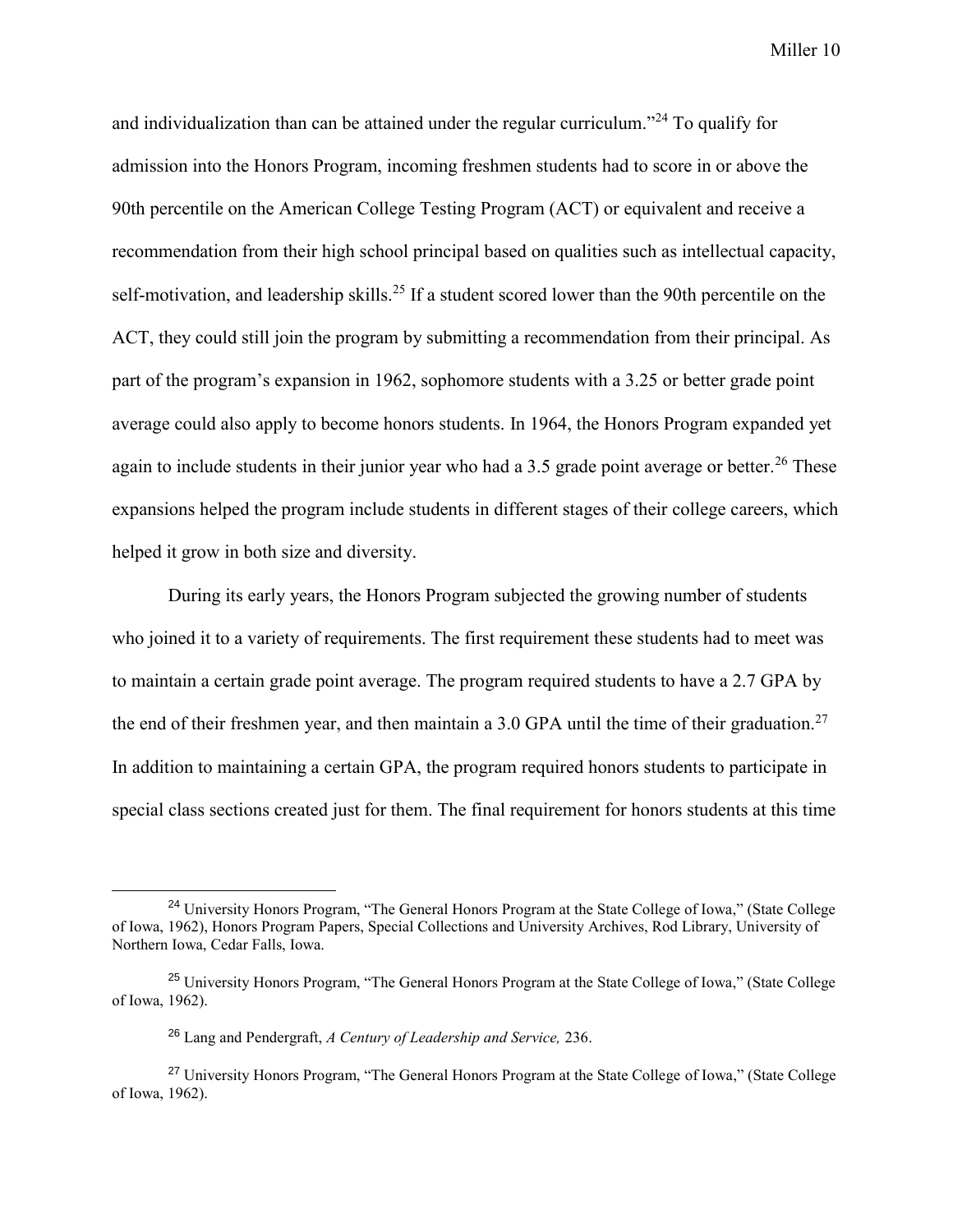and individualization than can be attained under the regular curriculum."[24] To qualify for admission into the Honors Program, incoming freshmen students had to score in or above the 90th percentile on the American College Testing Program (ACT) or equivalent and receive a recommendation from their high school principal based on qualities such as intellectual capacity, self-motivation, and leadership skills.[25] If a student scored lower than the 90th percentile on the ACT, they could still join the program by submitting a recommendation from their principal. As part of the program's expansion in 1962, sophomore students with a 3.25 or better grade point average could also apply to become honors students. In 1964, the Honors Program expanded yet again to include students in their junior year who had a 3.5 grade point average or better.[26] These expansions helped the program include students in different stages of their college careers, which helped it grow in both size and diversity.

During its early years, the Honors Program subjected the growing number of students who joined it to a variety of requirements. The first requirement these students had to meet was to maintain a certain grade point average. The program required students to have a 2.7 GPA by the end of their freshmen year, and then maintain a 3.0 GPA until the time of their graduation.[27] In addition to maintaining a certain GPA, the program required honors students to participate in special class sections created just for them. The final requirement for honors students at this time

---

[24] University Honors Program, "The General Honors Program at the State College of Iowa," (State College of Iowa, 1962), Honors Program Papers, Special Collections and University Archives, Rod Library, University of Northern Iowa, Cedar Falls, Iowa.

[25] University Honors Program, "The General Honors Program at the State College of Iowa," (State College of Iowa, 1962).

[26] Lang and Pendergraft, *A Century of Leadership and Service,* 236.

[27] University Honors Program, "The General Honors Program at the State College of Iowa," (State College of Iowa, 1962).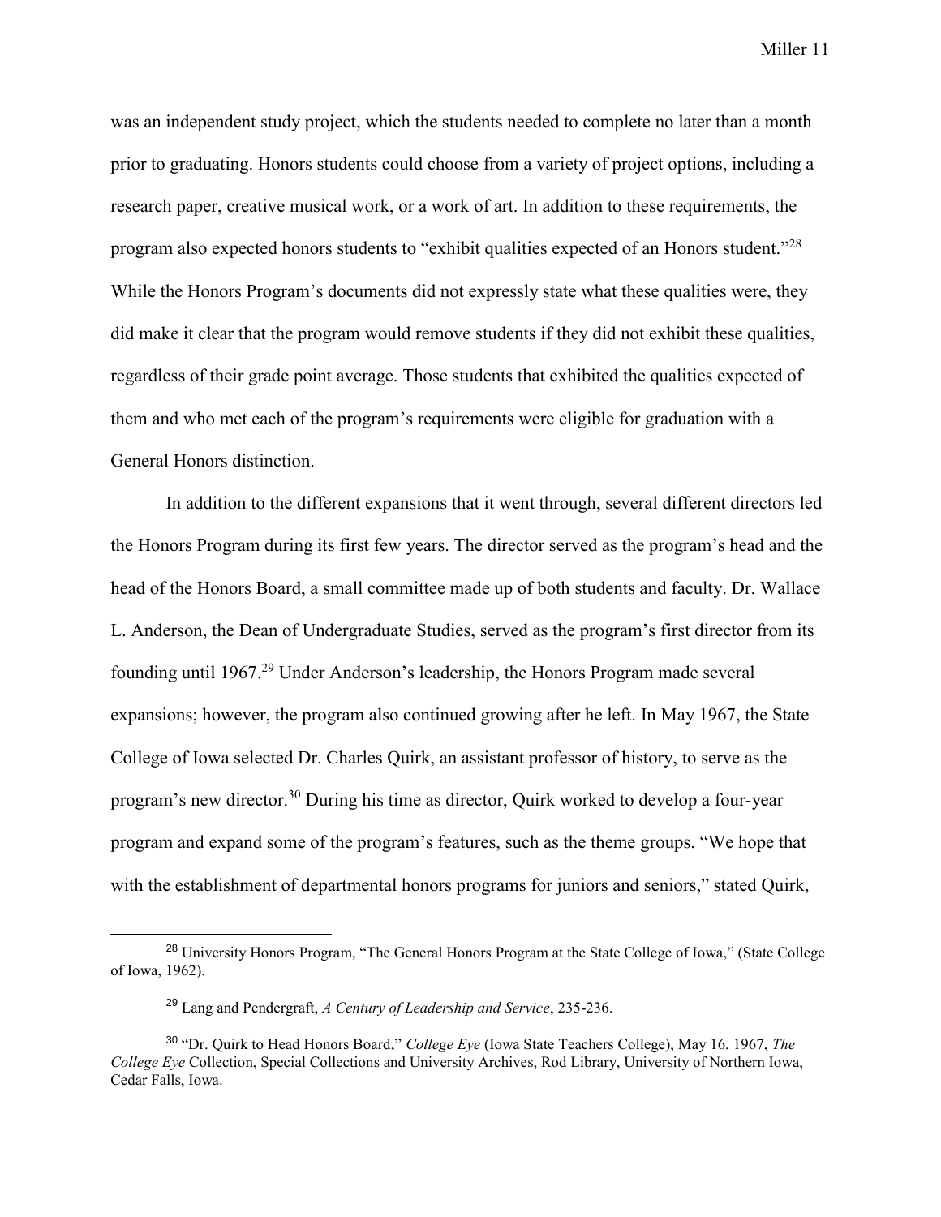was an independent study project, which the students needed to complete no later than a month prior to graduating. Honors students could choose from a variety of project options, including a research paper, creative musical work, or a work of art. In addition to these requirements, the program also expected honors students to "exhibit qualities expected of an Honors student."[28] While the Honors Program's documents did not expressly state what these qualities were, they did make it clear that the program would remove students if they did not exhibit these qualities, regardless of their grade point average. Those students that exhibited the qualities expected of them and who met each of the program's requirements were eligible for graduation with a General Honors distinction.

In addition to the different expansions that it went through, several different directors led the Honors Program during its first few years. The director served as the program's head and the head of the Honors Board, a small committee made up of both students and faculty. Dr. Wallace L. Anderson, the Dean of Undergraduate Studies, served as the program's first director from its founding until 1967.[29] Under Anderson's leadership, the Honors Program made several expansions; however, the program also continued growing after he left. In May 1967, the State College of Iowa selected Dr. Charles Quirk, an assistant professor of history, to serve as the program's new director.[30] During his time as director, Quirk worked to develop a four-year program and expand some of the program's features, such as the theme groups. "We hope that with the establishment of departmental honors programs for juniors and seniors," stated Quirk,

---

[28] University Honors Program, "The General Honors Program at the State College of Iowa," (State College of Iowa, 1962).

[29] Lang and Pendergraft, *A Century of Leadership and Service*, 235-236.

[30] "Dr. Quirk to Head Honors Board," *College Eye* (Iowa State Teachers College), May 16, 1967, *The College Eye* Collection, Special Collections and University Archives, Rod Library, University of Northern Iowa, Cedar Falls, Iowa.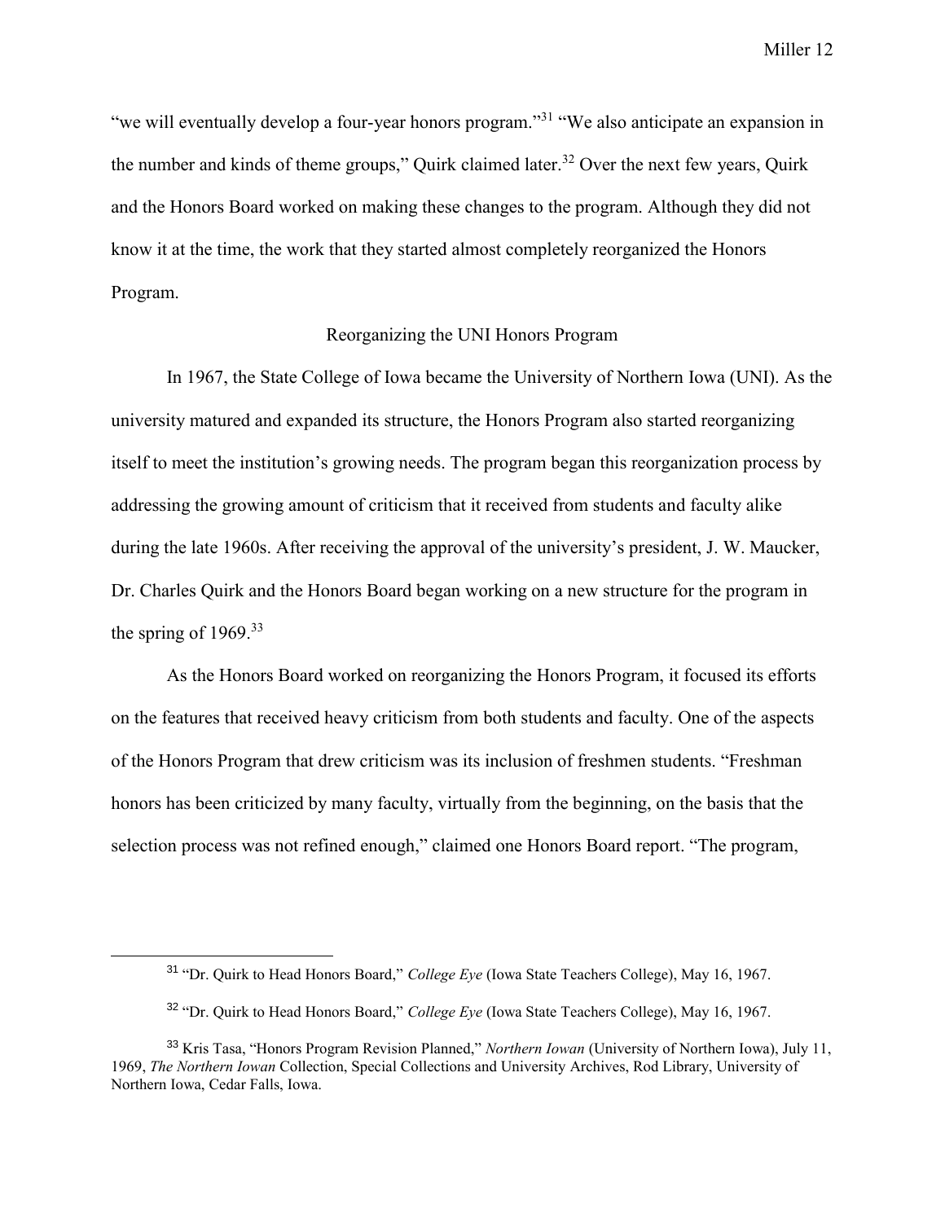"we will eventually develop a four-year honors program."[31] "We also anticipate an expansion in the number and kinds of theme groups," Quirk claimed later.[32] Over the next few years, Quirk and the Honors Board worked on making these changes to the program. Although they did not know it at the time, the work that they started almost completely reorganized the Honors Program.

## Reorganizing the UNI Honors Program

In 1967, the State College of Iowa became the University of Northern Iowa (UNI). As the university matured and expanded its structure, the Honors Program also started reorganizing itself to meet the institution's growing needs. The program began this reorganization process by addressing the growing amount of criticism that it received from students and faculty alike during the late 1960s. After receiving the approval of the university's president, J. W. Maucker, Dr. Charles Quirk and the Honors Board began working on a new structure for the program in the spring of 1969.[33]

As the Honors Board worked on reorganizing the Honors Program, it focused its efforts on the features that received heavy criticism from both students and faculty. One of the aspects of the Honors Program that drew criticism was its inclusion of freshmen students. "Freshman honors has been criticized by many faculty, virtually from the beginning, on the basis that the selection process was not refined enough," claimed one Honors Board report. "The program,

---

[31] "Dr. Quirk to Head Honors Board," *College Eye* (Iowa State Teachers College), May 16, 1967.

[32] "Dr. Quirk to Head Honors Board," *College Eye* (Iowa State Teachers College), May 16, 1967.

[33] Kris Tasa, "Honors Program Revision Planned," *Northern Iowan* (University of Northern Iowa), July 11, 1969, *The Northern Iowan* Collection, Special Collections and University Archives, Rod Library, University of Northern Iowa, Cedar Falls, Iowa.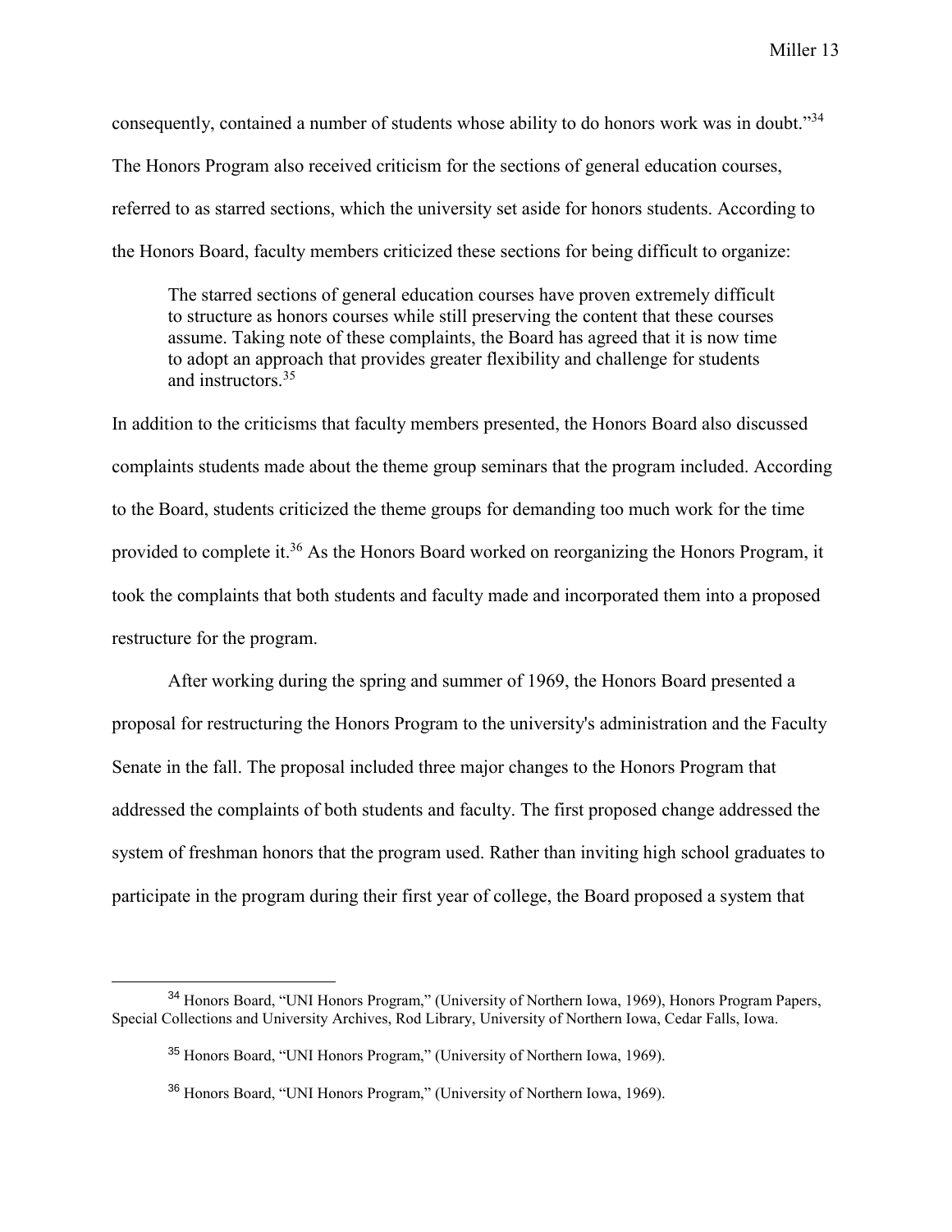consequently, contained a number of students whose ability to do honors work was in doubt."[34] The Honors Program also received criticism for the sections of general education courses, referred to as starred sections, which the university set aside for honors students. According to the Honors Board, faculty members criticized these sections for being difficult to organize:

> The starred sections of general education courses have proven extremely difficult to structure as honors courses while still preserving the content that these courses assume. Taking note of these complaints, the Board has agreed that it is now time to adopt an approach that provides greater flexibility and challenge for students and instructors.[35]

In addition to the criticisms that faculty members presented, the Honors Board also discussed complaints students made about the theme group seminars that the program included. According to the Board, students criticized the theme groups for demanding too much work for the time provided to complete it.[36] As the Honors Board worked on reorganizing the Honors Program, it took the complaints that both students and faculty made and incorporated them into a proposed restructure for the program.

After working during the spring and summer of 1969, the Honors Board presented a proposal for restructuring the Honors Program to the university's administration and the Faculty Senate in the fall. The proposal included three major changes to the Honors Program that addressed the complaints of both students and faculty. The first proposed change addressed the system of freshman honors that the program used. Rather than inviting high school graduates to participate in the program during their first year of college, the Board proposed a system that

---

[34] Honors Board, "UNI Honors Program," (University of Northern Iowa, 1969), Honors Program Papers, Special Collections and University Archives, Rod Library, University of Northern Iowa, Cedar Falls, Iowa.

[35] Honors Board, "UNI Honors Program," (University of Northern Iowa, 1969).

[36] Honors Board, "UNI Honors Program," (University of Northern Iowa, 1969).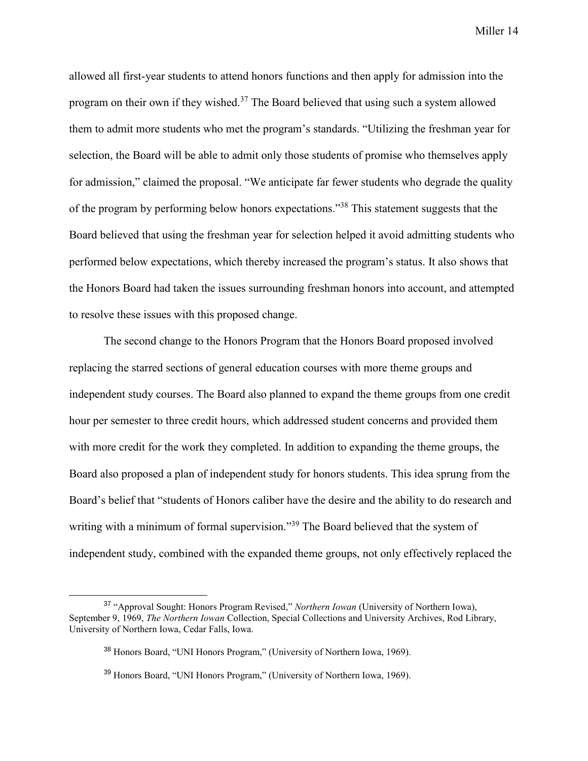allowed all first-year students to attend honors functions and then apply for admission into the program on their own if they wished.[37] The Board believed that using such a system allowed them to admit more students who met the program's standards. "Utilizing the freshman year for selection, the Board will be able to admit only those students of promise who themselves apply for admission," claimed the proposal. "We anticipate far fewer students who degrade the quality of the program by performing below honors expectations."[38] This statement suggests that the Board believed that using the freshman year for selection helped it avoid admitting students who performed below expectations, which thereby increased the program's status. It also shows that the Honors Board had taken the issues surrounding freshman honors into account, and attempted to resolve these issues with this proposed change.

The second change to the Honors Program that the Honors Board proposed involved replacing the starred sections of general education courses with more theme groups and independent study courses. The Board also planned to expand the theme groups from one credit hour per semester to three credit hours, which addressed student concerns and provided them with more credit for the work they completed. In addition to expanding the theme groups, the Board also proposed a plan of independent study for honors students. This idea sprung from the Board's belief that "students of Honors caliber have the desire and the ability to do research and writing with a minimum of formal supervision."[39] The Board believed that the system of independent study, combined with the expanded theme groups, not only effectively replaced the

---

[37] "Approval Sought: Honors Program Revised," *Northern Iowan* (University of Northern Iowa), September 9, 1969, *The Northern Iowan* Collection, Special Collections and University Archives, Rod Library, University of Northern Iowa, Cedar Falls, Iowa.

[38] Honors Board, "UNI Honors Program," (University of Northern Iowa, 1969).

[39] Honors Board, "UNI Honors Program," (University of Northern Iowa, 1969).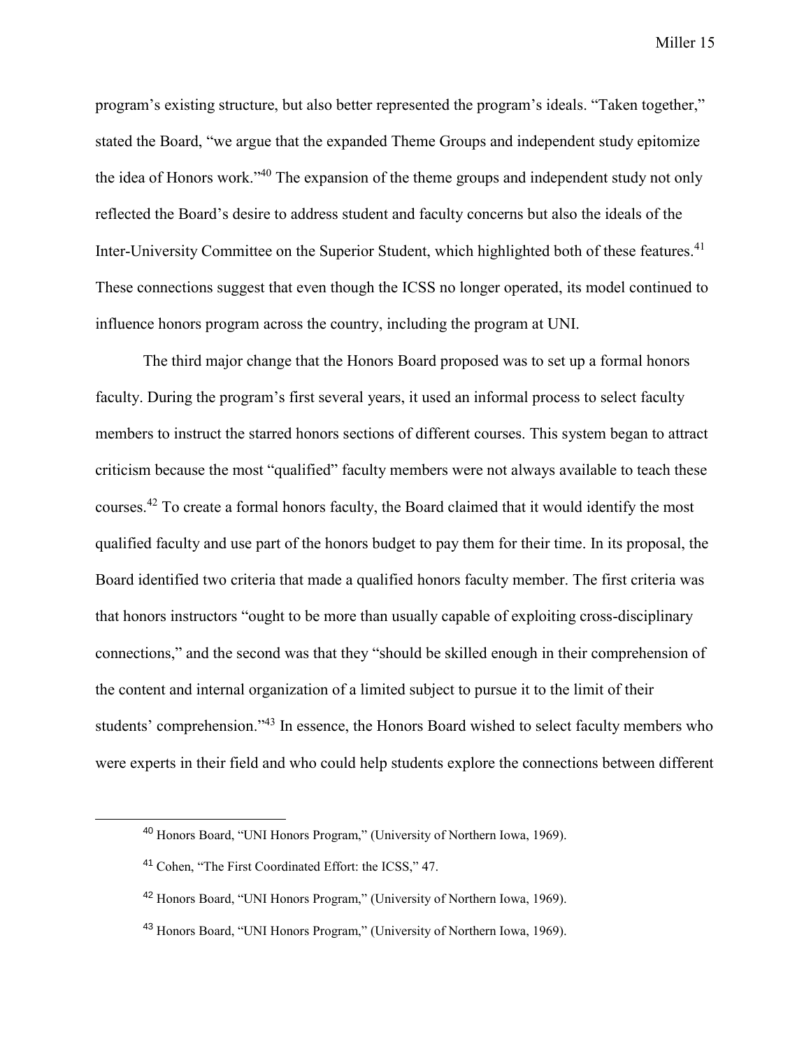program's existing structure, but also better represented the program's ideals. "Taken together," stated the Board, "we argue that the expanded Theme Groups and independent study epitomize the idea of Honors work."[40] The expansion of the theme groups and independent study not only reflected the Board's desire to address student and faculty concerns but also the ideals of the Inter-University Committee on the Superior Student, which highlighted both of these features.[41] These connections suggest that even though the ICSS no longer operated, its model continued to influence honors program across the country, including the program at UNI.

The third major change that the Honors Board proposed was to set up a formal honors faculty. During the program's first several years, it used an informal process to select faculty members to instruct the starred honors sections of different courses. This system began to attract criticism because the most "qualified" faculty members were not always available to teach these courses.[42] To create a formal honors faculty, the Board claimed that it would identify the most qualified faculty and use part of the honors budget to pay them for their time. In its proposal, the Board identified two criteria that made a qualified honors faculty member. The first criteria was that honors instructors "ought to be more than usually capable of exploiting cross-disciplinary connections," and the second was that they "should be skilled enough in their comprehension of the content and internal organization of a limited subject to pursue it to the limit of their students' comprehension."[43] In essence, the Honors Board wished to select faculty members who were experts in their field and who could help students explore the connections between different

---

[40] Honors Board, "UNI Honors Program," (University of Northern Iowa, 1969).

[41] Cohen, "The First Coordinated Effort: the ICSS," 47.

[42] Honors Board, "UNI Honors Program," (University of Northern Iowa, 1969).

[43] Honors Board, "UNI Honors Program," (University of Northern Iowa, 1969).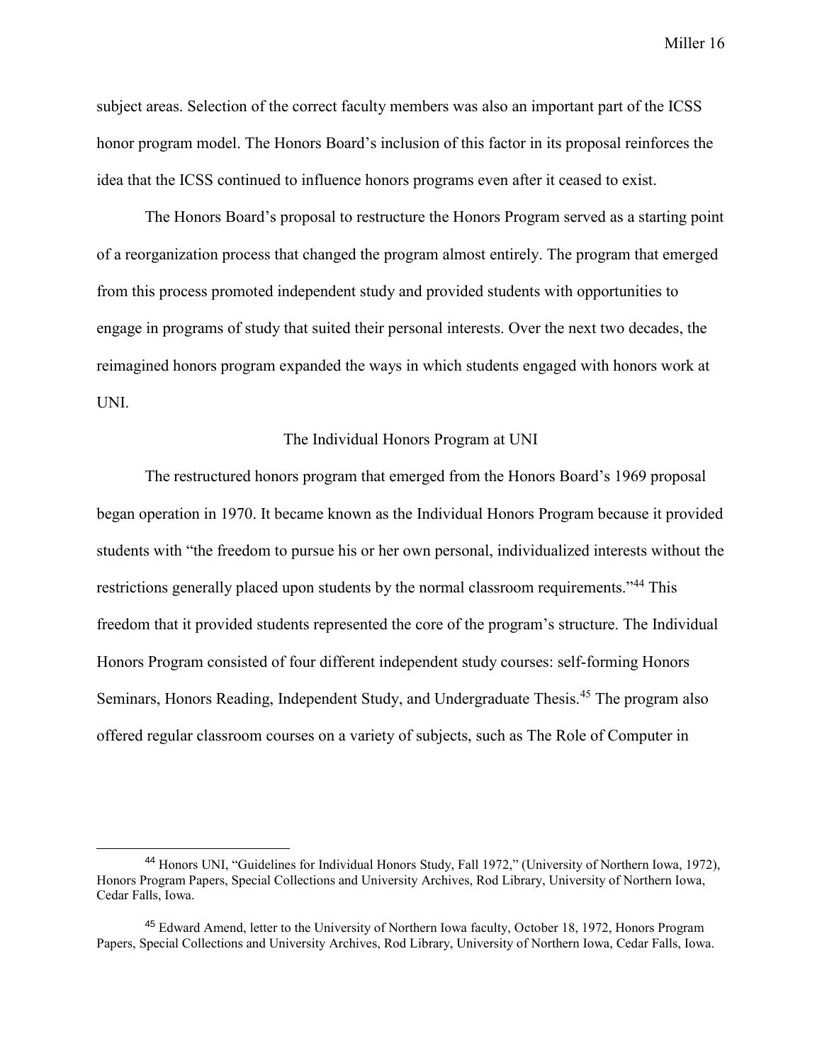subject areas. Selection of the correct faculty members was also an important part of the ICSS honor program model. The Honors Board's inclusion of this factor in its proposal reinforces the idea that the ICSS continued to influence honors programs even after it ceased to exist.

The Honors Board's proposal to restructure the Honors Program served as a starting point of a reorganization process that changed the program almost entirely. The program that emerged from this process promoted independent study and provided students with opportunities to engage in programs of study that suited their personal interests. Over the next two decades, the reimagined honors program expanded the ways in which students engaged with honors work at UNI.

## The Individual Honors Program at UNI

The restructured honors program that emerged from the Honors Board's 1969 proposal began operation in 1970. It became known as the Individual Honors Program because it provided students with "the freedom to pursue his or her own personal, individualized interests without the restrictions generally placed upon students by the normal classroom requirements."[44] This freedom that it provided students represented the core of the program's structure. The Individual Honors Program consisted of four different independent study courses: self-forming Honors Seminars, Honors Reading, Independent Study, and Undergraduate Thesis.[45] The program also offered regular classroom courses on a variety of subjects, such as The Role of Computer in

---

[44] Honors UNI, "Guidelines for Individual Honors Study, Fall 1972," (University of Northern Iowa, 1972), Honors Program Papers, Special Collections and University Archives, Rod Library, University of Northern Iowa, Cedar Falls, Iowa.

[45] Edward Amend, letter to the University of Northern Iowa faculty, October 18, 1972, Honors Program Papers, Special Collections and University Archives, Rod Library, University of Northern Iowa, Cedar Falls, Iowa.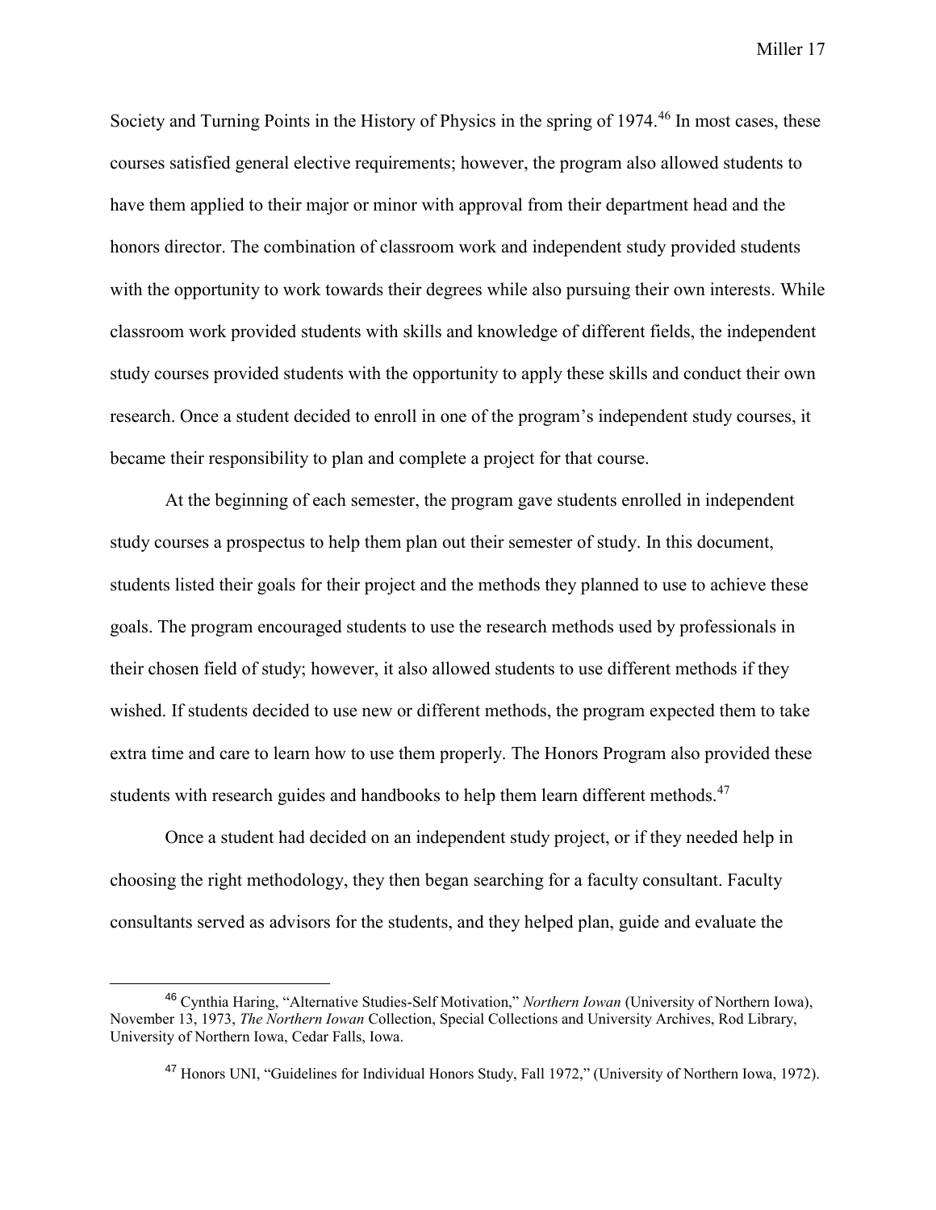Society and Turning Points in the History of Physics in the spring of 1974.[46] In most cases, these courses satisfied general elective requirements; however, the program also allowed students to have them applied to their major or minor with approval from their department head and the honors director. The combination of classroom work and independent study provided students with the opportunity to work towards their degrees while also pursuing their own interests. While classroom work provided students with skills and knowledge of different fields, the independent study courses provided students with the opportunity to apply these skills and conduct their own research. Once a student decided to enroll in one of the program's independent study courses, it became their responsibility to plan and complete a project for that course.

At the beginning of each semester, the program gave students enrolled in independent study courses a prospectus to help them plan out their semester of study. In this document, students listed their goals for their project and the methods they planned to use to achieve these goals. The program encouraged students to use the research methods used by professionals in their chosen field of study; however, it also allowed students to use different methods if they wished. If students decided to use new or different methods, the program expected them to take extra time and care to learn how to use them properly. The Honors Program also provided these students with research guides and handbooks to help them learn different methods.[47]

Once a student had decided on an independent study project, or if they needed help in choosing the right methodology, they then began searching for a faculty consultant. Faculty consultants served as advisors for the students, and they helped plan, guide and evaluate the

---

[46] Cynthia Haring, "Alternative Studies-Self Motivation," *Northern Iowan* (University of Northern Iowa), November 13, 1973, *The Northern Iowan* Collection, Special Collections and University Archives, Rod Library, University of Northern Iowa, Cedar Falls, Iowa.

[47] Honors UNI, "Guidelines for Individual Honors Study, Fall 1972," (University of Northern Iowa, 1972).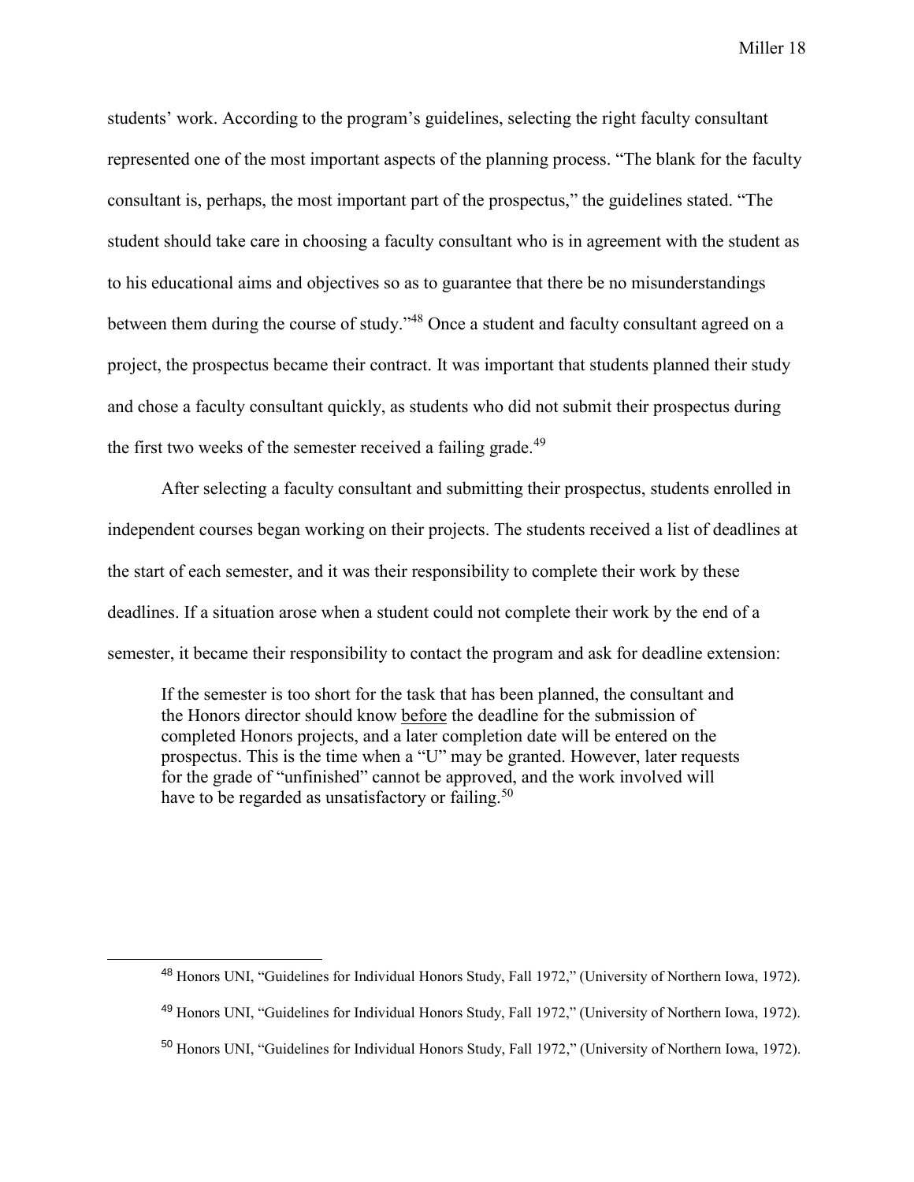students' work. According to the program's guidelines, selecting the right faculty consultant represented one of the most important aspects of the planning process. "The blank for the faculty consultant is, perhaps, the most important part of the prospectus," the guidelines stated. "The student should take care in choosing a faculty consultant who is in agreement with the student as to his educational aims and objectives so as to guarantee that there be no misunderstandings between them during the course of study."[48] Once a student and faculty consultant agreed on a project, the prospectus became their contract. It was important that students planned their study and chose a faculty consultant quickly, as students who did not submit their prospectus during the first two weeks of the semester received a failing grade.[49]

After selecting a faculty consultant and submitting their prospectus, students enrolled in independent courses began working on their projects. The students received a list of deadlines at the start of each semester, and it was their responsibility to complete their work by these deadlines. If a situation arose when a student could not complete their work by the end of a semester, it became their responsibility to contact the program and ask for deadline extension:

> If the semester is too short for the task that has been planned, the consultant and the Honors director should know <u>before</u> the deadline for the submission of completed Honors projects, and a later completion date will be entered on the prospectus. This is the time when a "U" may be granted. However, later requests for the grade of "unfinished" cannot be approved, and the work involved will have to be regarded as unsatisfactory or failing.[50]

---

[48] Honors UNI, "Guidelines for Individual Honors Study, Fall 1972," (University of Northern Iowa, 1972).

[49] Honors UNI, "Guidelines for Individual Honors Study, Fall 1972," (University of Northern Iowa, 1972).

[50] Honors UNI, "Guidelines for Individual Honors Study, Fall 1972," (University of Northern Iowa, 1972).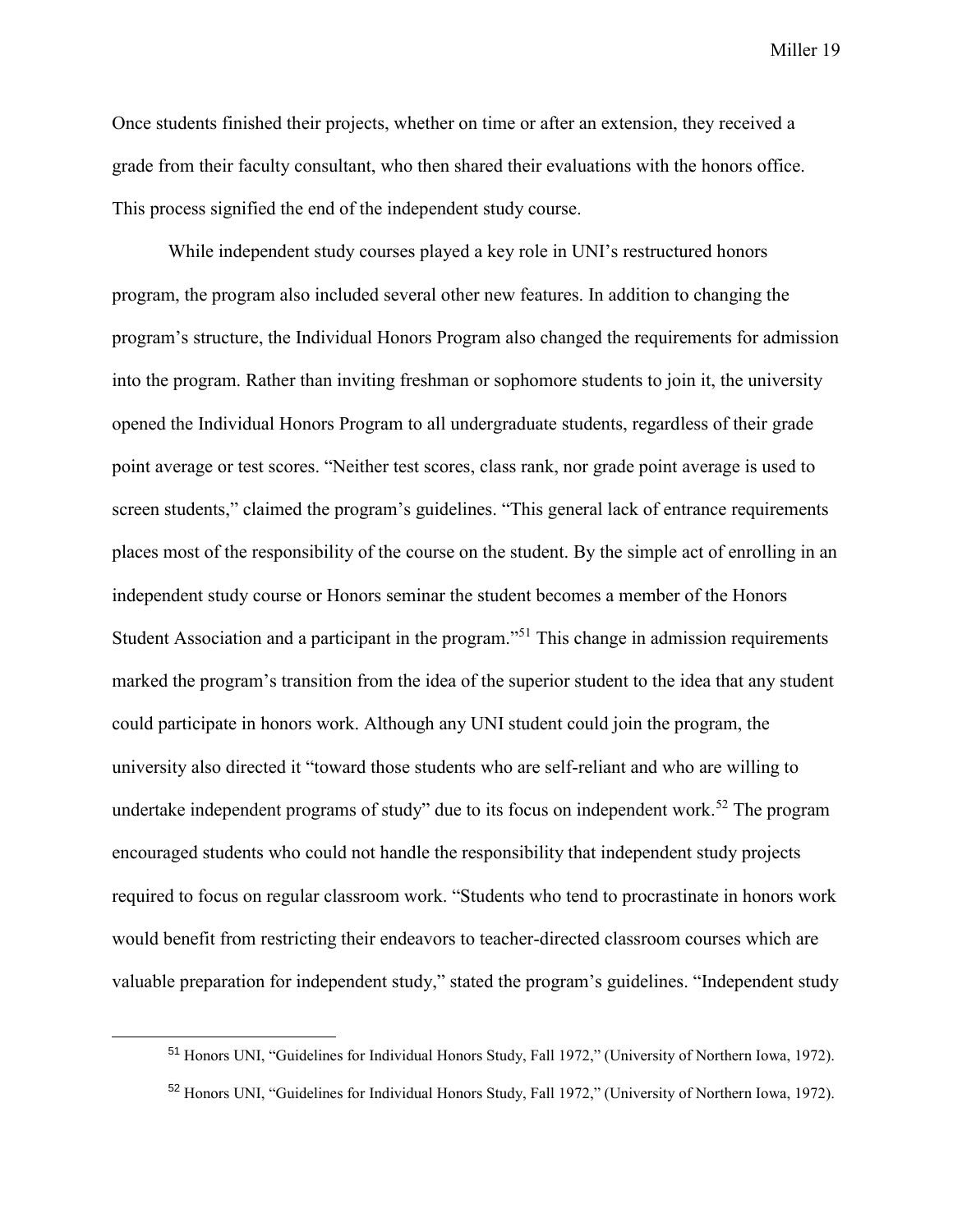Once students finished their projects, whether on time or after an extension, they received a grade from their faculty consultant, who then shared their evaluations with the honors office. This process signified the end of the independent study course.

While independent study courses played a key role in UNI's restructured honors program, the program also included several other new features. In addition to changing the program's structure, the Individual Honors Program also changed the requirements for admission into the program. Rather than inviting freshman or sophomore students to join it, the university opened the Individual Honors Program to all undergraduate students, regardless of their grade point average or test scores. "Neither test scores, class rank, nor grade point average is used to screen students," claimed the program's guidelines. "This general lack of entrance requirements places most of the responsibility of the course on the student. By the simple act of enrolling in an independent study course or Honors seminar the student becomes a member of the Honors Student Association and a participant in the program."[51] This change in admission requirements marked the program's transition from the idea of the superior student to the idea that any student could participate in honors work. Although any UNI student could join the program, the university also directed it "toward those students who are self-reliant and who are willing to undertake independent programs of study" due to its focus on independent work.[52] The program encouraged students who could not handle the responsibility that independent study projects required to focus on regular classroom work. "Students who tend to procrastinate in honors work would benefit from restricting their endeavors to teacher-directed classroom courses which are valuable preparation for independent study," stated the program's guidelines. "Independent study

---

[51] Honors UNI, "Guidelines for Individual Honors Study, Fall 1972," (University of Northern Iowa, 1972).

[52] Honors UNI, "Guidelines for Individual Honors Study, Fall 1972," (University of Northern Iowa, 1972).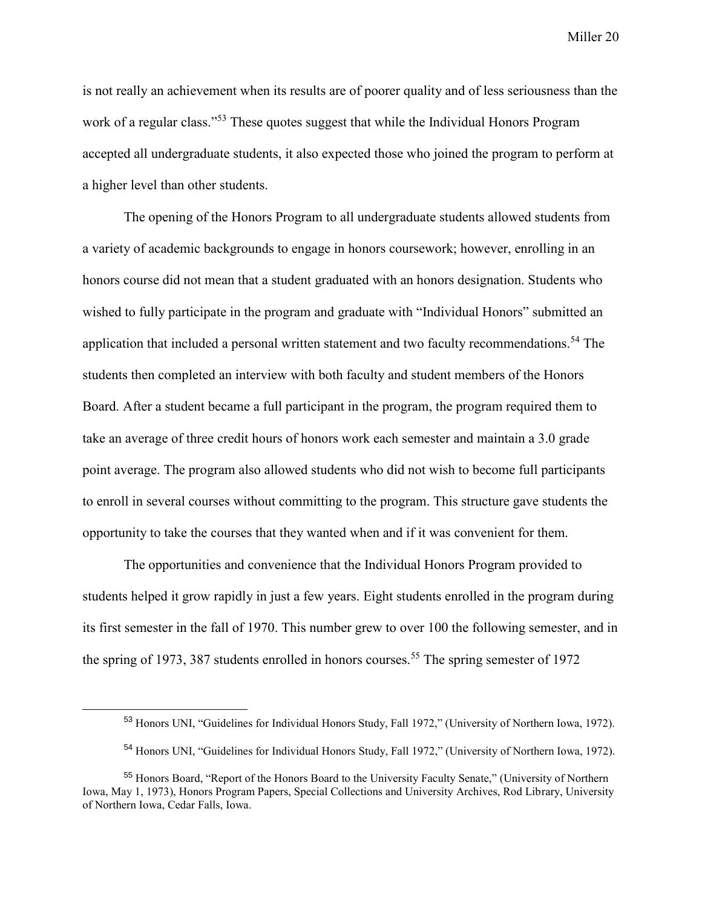is not really an achievement when its results are of poorer quality and of less seriousness than the work of a regular class."[53] These quotes suggest that while the Individual Honors Program accepted all undergraduate students, it also expected those who joined the program to perform at a higher level than other students.

The opening of the Honors Program to all undergraduate students allowed students from a variety of academic backgrounds to engage in honors coursework; however, enrolling in an honors course did not mean that a student graduated with an honors designation. Students who wished to fully participate in the program and graduate with "Individual Honors" submitted an application that included a personal written statement and two faculty recommendations.[54] The students then completed an interview with both faculty and student members of the Honors Board. After a student became a full participant in the program, the program required them to take an average of three credit hours of honors work each semester and maintain a 3.0 grade point average. The program also allowed students who did not wish to become full participants to enroll in several courses without committing to the program. This structure gave students the opportunity to take the courses that they wanted when and if it was convenient for them.

The opportunities and convenience that the Individual Honors Program provided to students helped it grow rapidly in just a few years. Eight students enrolled in the program during its first semester in the fall of 1970. This number grew to over 100 the following semester, and in the spring of 1973, 387 students enrolled in honors courses.[55] The spring semester of 1972

---

[53] Honors UNI, "Guidelines for Individual Honors Study, Fall 1972," (University of Northern Iowa, 1972).

[54] Honors UNI, "Guidelines for Individual Honors Study, Fall 1972," (University of Northern Iowa, 1972).

[55] Honors Board, "Report of the Honors Board to the University Faculty Senate," (University of Northern Iowa, May 1, 1973), Honors Program Papers, Special Collections and University Archives, Rod Library, University of Northern Iowa, Cedar Falls, Iowa.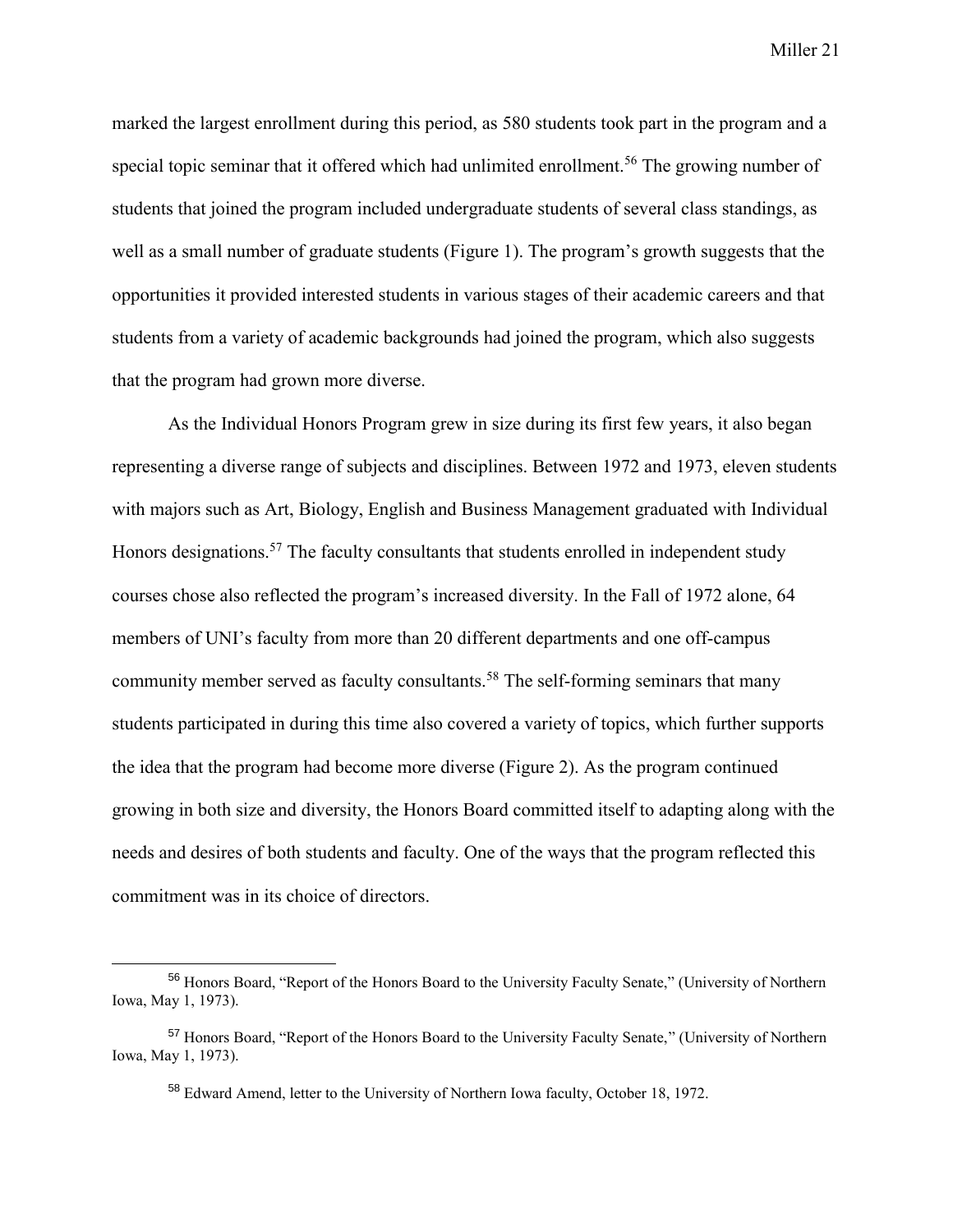marked the largest enrollment during this period, as 580 students took part in the program and a special topic seminar that it offered which had unlimited enrollment.[56] The growing number of students that joined the program included undergraduate students of several class standings, as well as a small number of graduate students (Figure 1). The program's growth suggests that the opportunities it provided interested students in various stages of their academic careers and that students from a variety of academic backgrounds had joined the program, which also suggests that the program had grown more diverse.

As the Individual Honors Program grew in size during its first few years, it also began representing a diverse range of subjects and disciplines. Between 1972 and 1973, eleven students with majors such as Art, Biology, English and Business Management graduated with Individual Honors designations.[57] The faculty consultants that students enrolled in independent study courses chose also reflected the program's increased diversity. In the Fall of 1972 alone, 64 members of UNI's faculty from more than 20 different departments and one off-campus community member served as faculty consultants.[58] The self-forming seminars that many students participated in during this time also covered a variety of topics, which further supports the idea that the program had become more diverse (Figure 2). As the program continued growing in both size and diversity, the Honors Board committed itself to adapting along with the needs and desires of both students and faculty. One of the ways that the program reflected this commitment was in its choice of directors.

---

[56] Honors Board, "Report of the Honors Board to the University Faculty Senate," (University of Northern Iowa, May 1, 1973).

[57] Honors Board, "Report of the Honors Board to the University Faculty Senate," (University of Northern Iowa, May 1, 1973).

[58] Edward Amend, letter to the University of Northern Iowa faculty, October 18, 1972.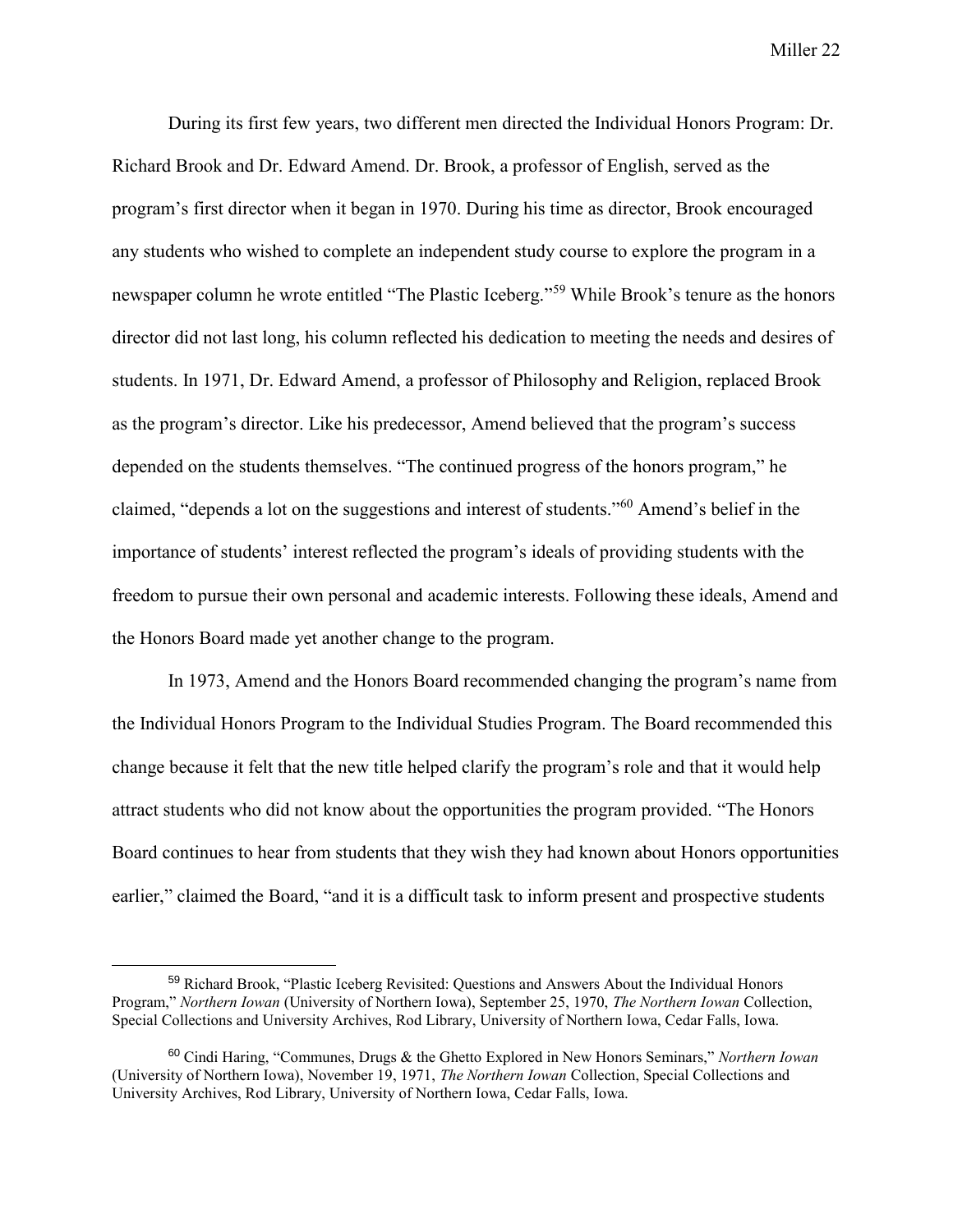During its first few years, two different men directed the Individual Honors Program: Dr. Richard Brook and Dr. Edward Amend. Dr. Brook, a professor of English, served as the program's first director when it began in 1970. During his time as director, Brook encouraged any students who wished to complete an independent study course to explore the program in a newspaper column he wrote entitled "The Plastic Iceberg."[59] While Brook's tenure as the honors director did not last long, his column reflected his dedication to meeting the needs and desires of students. In 1971, Dr. Edward Amend, a professor of Philosophy and Religion, replaced Brook as the program's director. Like his predecessor, Amend believed that the program's success depended on the students themselves. "The continued progress of the honors program," he claimed, "depends a lot on the suggestions and interest of students."[60] Amend's belief in the importance of students' interest reflected the program's ideals of providing students with the freedom to pursue their own personal and academic interests. Following these ideals, Amend and the Honors Board made yet another change to the program.

In 1973, Amend and the Honors Board recommended changing the program's name from the Individual Honors Program to the Individual Studies Program. The Board recommended this change because it felt that the new title helped clarify the program's role and that it would help attract students who did not know about the opportunities the program provided. "The Honors Board continues to hear from students that they wish they had known about Honors opportunities earlier," claimed the Board, "and it is a difficult task to inform present and prospective students

---

[59] Richard Brook, "Plastic Iceberg Revisited: Questions and Answers About the Individual Honors Program," *Northern Iowan* (University of Northern Iowa), September 25, 1970, *The Northern Iowan* Collection, Special Collections and University Archives, Rod Library, University of Northern Iowa, Cedar Falls, Iowa.

[60] Cindi Haring, "Communes, Drugs & the Ghetto Explored in New Honors Seminars," *Northern Iowan* (University of Northern Iowa), November 19, 1971, *The Northern Iowan* Collection, Special Collections and University Archives, Rod Library, University of Northern Iowa, Cedar Falls, Iowa.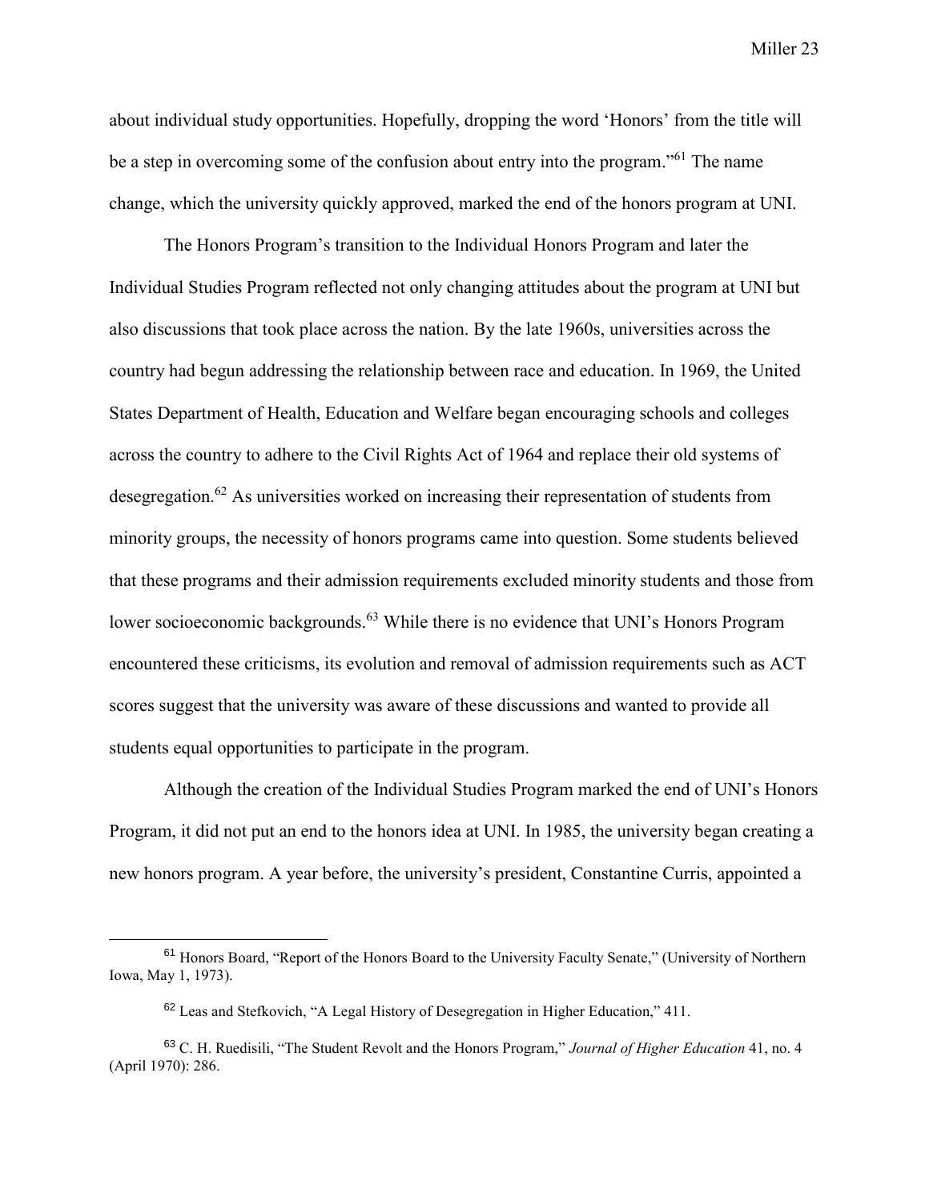about individual study opportunities. Hopefully, dropping the word 'Honors' from the title will be a step in overcoming some of the confusion about entry into the program."[61] The name change, which the university quickly approved, marked the end of the honors program at UNI.

The Honors Program's transition to the Individual Honors Program and later the Individual Studies Program reflected not only changing attitudes about the program at UNI but also discussions that took place across the nation. By the late 1960s, universities across the country had begun addressing the relationship between race and education. In 1969, the United States Department of Health, Education and Welfare began encouraging schools and colleges across the country to adhere to the Civil Rights Act of 1964 and replace their old systems of desegregation.[62] As universities worked on increasing their representation of students from minority groups, the necessity of honors programs came into question. Some students believed that these programs and their admission requirements excluded minority students and those from lower socioeconomic backgrounds.[63] While there is no evidence that UNI's Honors Program encountered these criticisms, its evolution and removal of admission requirements such as ACT scores suggest that the university was aware of these discussions and wanted to provide all students equal opportunities to participate in the program.

Although the creation of the Individual Studies Program marked the end of UNI's Honors Program, it did not put an end to the honors idea at UNI. In 1985, the university began creating a new honors program. A year before, the university's president, Constantine Curris, appointed a

---

[61] Honors Board, "Report of the Honors Board to the University Faculty Senate," (University of Northern Iowa, May 1, 1973).

[62] Leas and Stefkovich, "A Legal History of Desegregation in Higher Education," 411.

[63] C. H. Ruedisili, "The Student Revolt and the Honors Program," *Journal of Higher Education* 41, no. 4 (April 1970): 286.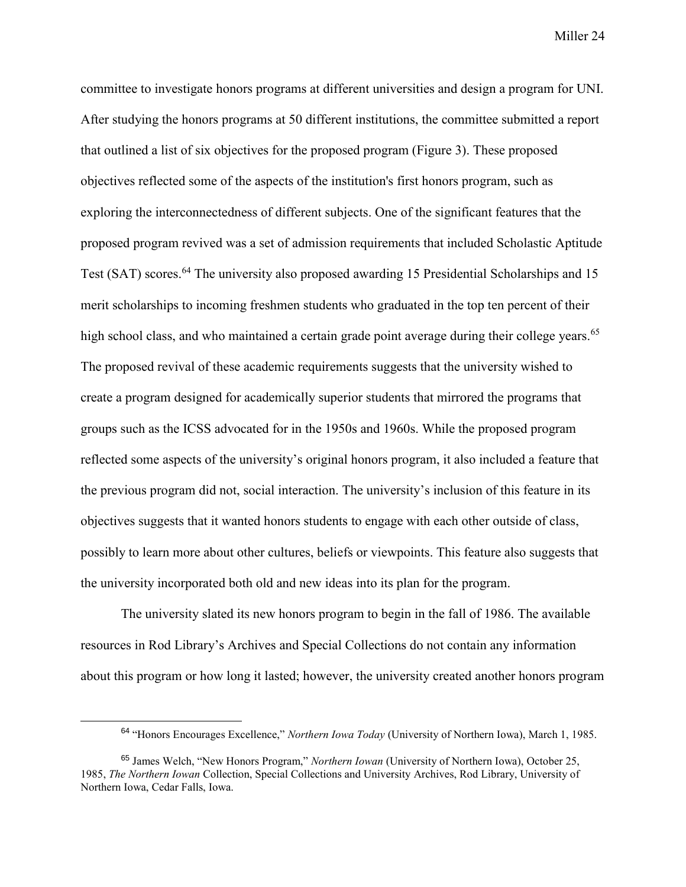committee to investigate honors programs at different universities and design a program for UNI. After studying the honors programs at 50 different institutions, the committee submitted a report that outlined a list of six objectives for the proposed program (Figure 3). These proposed objectives reflected some of the aspects of the institution's first honors program, such as exploring the interconnectedness of different subjects. One of the significant features that the proposed program revived was a set of admission requirements that included Scholastic Aptitude Test (SAT) scores.[64] The university also proposed awarding 15 Presidential Scholarships and 15 merit scholarships to incoming freshmen students who graduated in the top ten percent of their high school class, and who maintained a certain grade point average during their college years.[65] The proposed revival of these academic requirements suggests that the university wished to create a program designed for academically superior students that mirrored the programs that groups such as the ICSS advocated for in the 1950s and 1960s. While the proposed program reflected some aspects of the university's original honors program, it also included a feature that the previous program did not, social interaction. The university's inclusion of this feature in its objectives suggests that it wanted honors students to engage with each other outside of class, possibly to learn more about other cultures, beliefs or viewpoints. This feature also suggests that the university incorporated both old and new ideas into its plan for the program.

The university slated its new honors program to begin in the fall of 1986. The available resources in Rod Library's Archives and Special Collections do not contain any information about this program or how long it lasted; however, the university created another honors program

---

[64] "Honors Encourages Excellence," *Northern Iowa Today* (University of Northern Iowa), March 1, 1985.

[65] James Welch, "New Honors Program," *Northern Iowan* (University of Northern Iowa), October 25, 1985, *The Northern Iowan* Collection, Special Collections and University Archives, Rod Library, University of Northern Iowa, Cedar Falls, Iowa.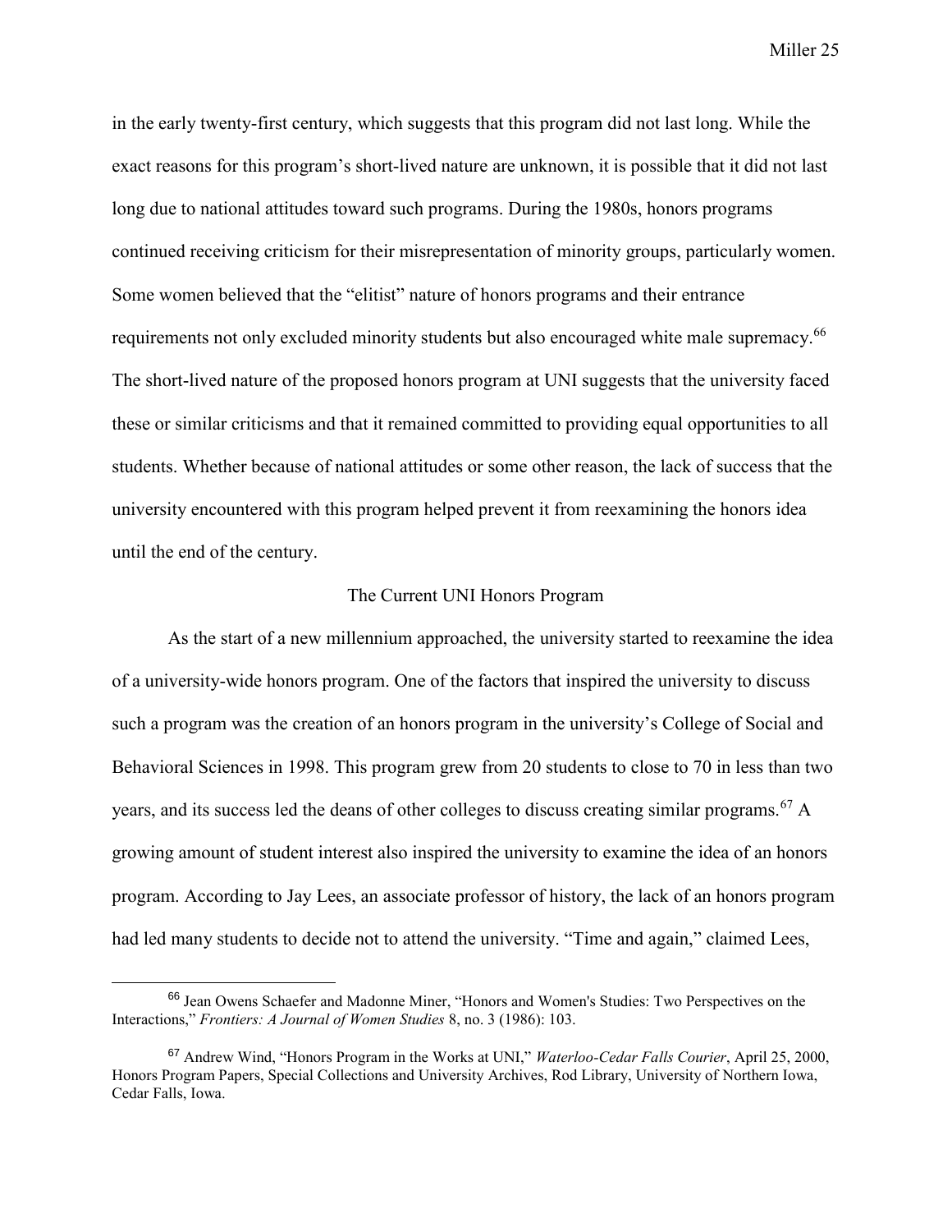in the early twenty-first century, which suggests that this program did not last long. While the exact reasons for this program's short-lived nature are unknown, it is possible that it did not last long due to national attitudes toward such programs. During the 1980s, honors programs continued receiving criticism for their misrepresentation of minority groups, particularly women. Some women believed that the "elitist" nature of honors programs and their entrance requirements not only excluded minority students but also encouraged white male supremacy.[66] The short-lived nature of the proposed honors program at UNI suggests that the university faced these or similar criticisms and that it remained committed to providing equal opportunities to all students. Whether because of national attitudes or some other reason, the lack of success that the university encountered with this program helped prevent it from reexamining the honors idea until the end of the century.

## The Current UNI Honors Program

As the start of a new millennium approached, the university started to reexamine the idea of a university-wide honors program. One of the factors that inspired the university to discuss such a program was the creation of an honors program in the university's College of Social and Behavioral Sciences in 1998. This program grew from 20 students to close to 70 in less than two years, and its success led the deans of other colleges to discuss creating similar programs.[67] A growing amount of student interest also inspired the university to examine the idea of an honors program. According to Jay Lees, an associate professor of history, the lack of an honors program had led many students to decide not to attend the university. "Time and again," claimed Lees,

---

[66] Jean Owens Schaefer and Madonne Miner, "Honors and Women's Studies: Two Perspectives on the Interactions," *Frontiers: A Journal of Women Studies* 8, no. 3 (1986): 103.

[67] Andrew Wind, "Honors Program in the Works at UNI," *Waterloo-Cedar Falls Courier*, April 25, 2000, Honors Program Papers, Special Collections and University Archives, Rod Library, University of Northern Iowa, Cedar Falls, Iowa.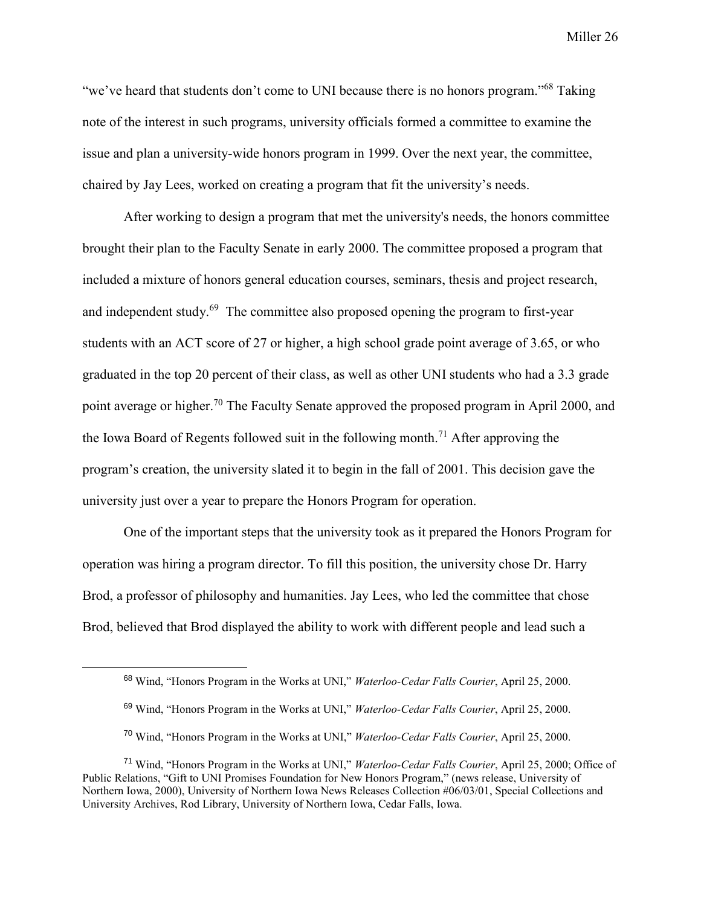"we've heard that students don't come to UNI because there is no honors program."[68] Taking note of the interest in such programs, university officials formed a committee to examine the issue and plan a university-wide honors program in 1999. Over the next year, the committee, chaired by Jay Lees, worked on creating a program that fit the university's needs.

After working to design a program that met the university's needs, the honors committee brought their plan to the Faculty Senate in early 2000. The committee proposed a program that included a mixture of honors general education courses, seminars, thesis and project research, and independent study.[69] The committee also proposed opening the program to first-year students with an ACT score of 27 or higher, a high school grade point average of 3.65, or who graduated in the top 20 percent of their class, as well as other UNI students who had a 3.3 grade point average or higher.[70] The Faculty Senate approved the proposed program in April 2000, and the Iowa Board of Regents followed suit in the following month.[71] After approving the program's creation, the university slated it to begin in the fall of 2001. This decision gave the university just over a year to prepare the Honors Program for operation.

One of the important steps that the university took as it prepared the Honors Program for operation was hiring a program director. To fill this position, the university chose Dr. Harry Brod, a professor of philosophy and humanities. Jay Lees, who led the committee that chose Brod, believed that Brod displayed the ability to work with different people and lead such a

---

[68] Wind, "Honors Program in the Works at UNI," *Waterloo-Cedar Falls Courier*, April 25, 2000.

[69] Wind, "Honors Program in the Works at UNI," *Waterloo-Cedar Falls Courier*, April 25, 2000.

[70] Wind, "Honors Program in the Works at UNI," *Waterloo-Cedar Falls Courier*, April 25, 2000.

[71] Wind, "Honors Program in the Works at UNI," *Waterloo-Cedar Falls Courier*, April 25, 2000; Office of Public Relations, "Gift to UNI Promises Foundation for New Honors Program," (news release, University of Northern Iowa, 2000), University of Northern Iowa News Releases Collection #06/03/01, Special Collections and University Archives, Rod Library, University of Northern Iowa, Cedar Falls, Iowa.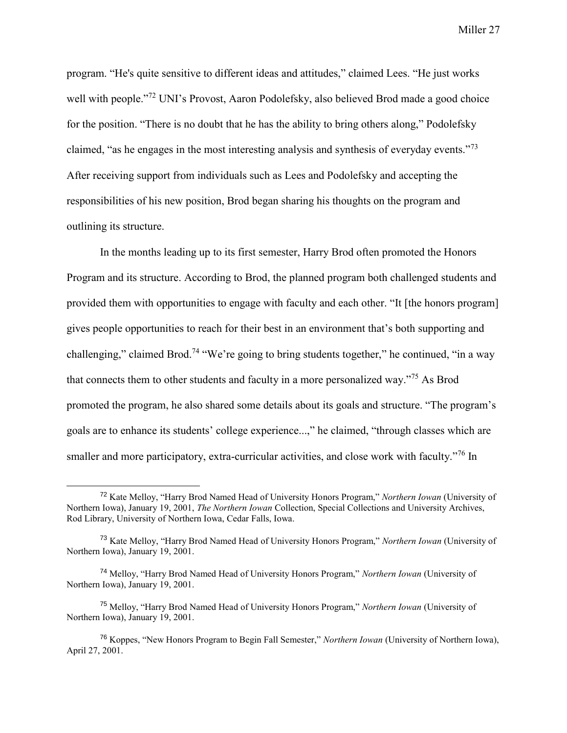program. “He's quite sensitive to different ideas and attitudes,” claimed Lees. “He just works well with people.”[72] UNI’s Provost, Aaron Podolefsky, also believed Brod made a good choice for the position. “There is no doubt that he has the ability to bring others along,” Podolefsky claimed, “as he engages in the most interesting analysis and synthesis of everyday events.”[73] After receiving support from individuals such as Lees and Podolefsky and accepting the responsibilities of his new position, Brod began sharing his thoughts on the program and outlining its structure.

In the months leading up to its first semester, Harry Brod often promoted the Honors Program and its structure. According to Brod, the planned program both challenged students and provided them with opportunities to engage with faculty and each other. “It [the honors program] gives people opportunities to reach for their best in an environment that’s both supporting and challenging,” claimed Brod.[74] “We’re going to bring students together,” he continued, “in a way that connects them to other students and faculty in a more personalized way.”[75] As Brod promoted the program, he also shared some details about its goals and structure. “The program’s goals are to enhance its students’ college experience...,” he claimed, “through classes which are smaller and more participatory, extra-curricular activities, and close work with faculty.”[76] In

---

[72] Kate Melloy, “Harry Brod Named Head of University Honors Program,” *Northern Iowan* (University of Northern Iowa), January 19, 2001, *The Northern Iowan* Collection, Special Collections and University Archives, Rod Library, University of Northern Iowa, Cedar Falls, Iowa.

[73] Kate Melloy, “Harry Brod Named Head of University Honors Program,” *Northern Iowan* (University of Northern Iowa), January 19, 2001.

[74] Melloy, “Harry Brod Named Head of University Honors Program,” *Northern Iowan* (University of Northern Iowa), January 19, 2001.

[75] Melloy, “Harry Brod Named Head of University Honors Program,” *Northern Iowan* (University of Northern Iowa), January 19, 2001.

[76] Koppes, “New Honors Program to Begin Fall Semester,” *Northern Iowan* (University of Northern Iowa), April 27, 2001.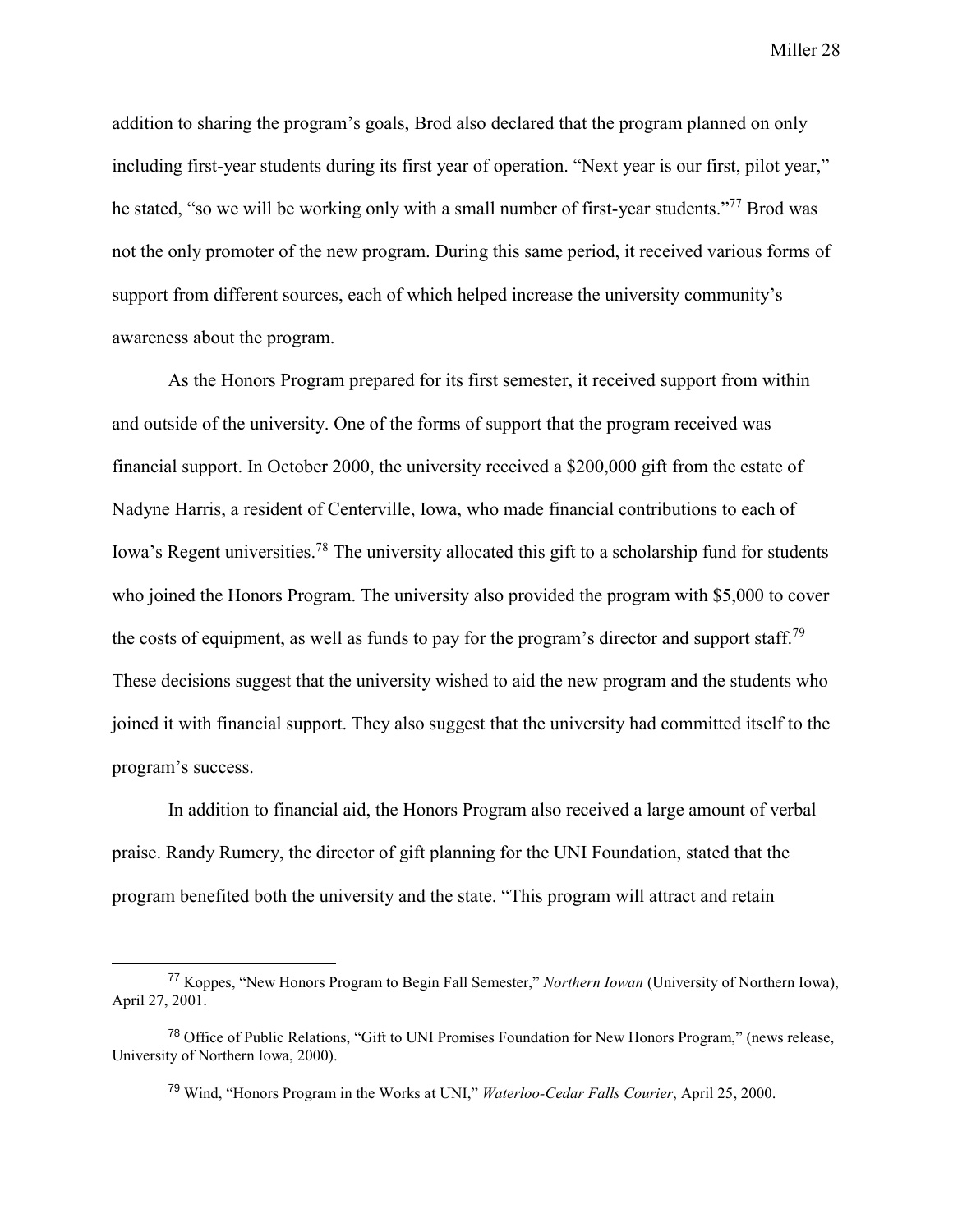addition to sharing the program's goals, Brod also declared that the program planned on only including first-year students during its first year of operation. "Next year is our first, pilot year," he stated, "so we will be working only with a small number of first-year students."[77] Brod was not the only promoter of the new program. During this same period, it received various forms of support from different sources, each of which helped increase the university community's awareness about the program.

As the Honors Program prepared for its first semester, it received support from within and outside of the university. One of the forms of support that the program received was financial support. In October 2000, the university received a $200,000 gift from the estate of Nadyne Harris, a resident of Centerville, Iowa, who made financial contributions to each of Iowa's Regent universities.[78] The university allocated this gift to a scholarship fund for students who joined the Honors Program. The university also provided the program with $5,000 to cover the costs of equipment, as well as funds to pay for the program's director and support staff.[79] These decisions suggest that the university wished to aid the new program and the students who joined it with financial support. They also suggest that the university had committed itself to the program's success.

In addition to financial aid, the Honors Program also received a large amount of verbal praise. Randy Rumery, the director of gift planning for the UNI Foundation, stated that the program benefited both the university and the state. "This program will attract and retain

---

[77] Koppes, "New Honors Program to Begin Fall Semester," *Northern Iowan* (University of Northern Iowa), April 27, 2001.

[78] Office of Public Relations, "Gift to UNI Promises Foundation for New Honors Program," (news release, University of Northern Iowa, 2000).

[79] Wind, "Honors Program in the Works at UNI," *Waterloo-Cedar Falls Courier*, April 25, 2000.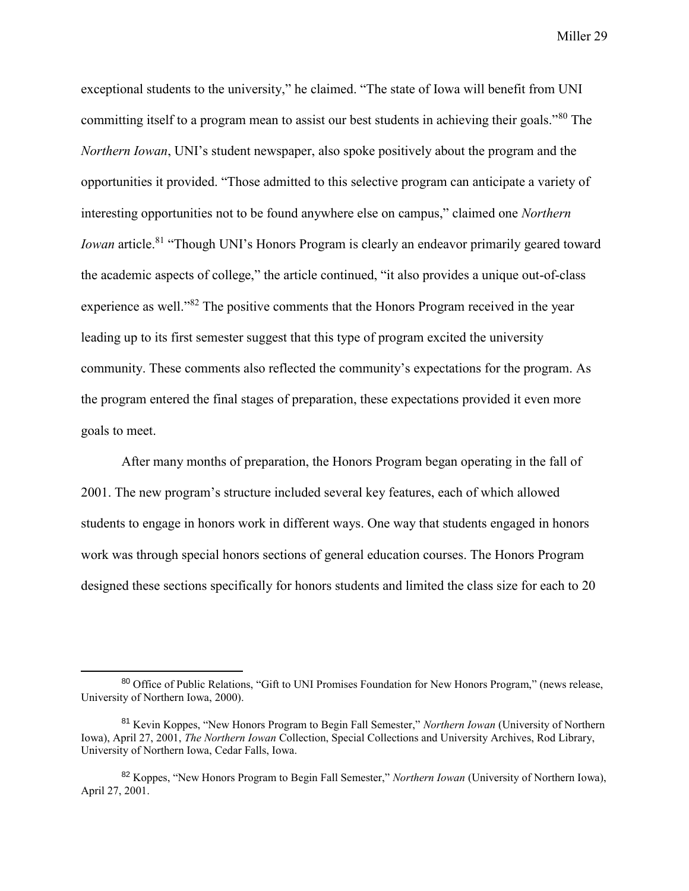exceptional students to the university," he claimed. "The state of Iowa will benefit from UNI committing itself to a program mean to assist our best students in achieving their goals."[80] The *Northern Iowan*, UNI's student newspaper, also spoke positively about the program and the opportunities it provided. "Those admitted to this selective program can anticipate a variety of interesting opportunities not to be found anywhere else on campus," claimed one *Northern Iowan* article.[81] "Though UNI's Honors Program is clearly an endeavor primarily geared toward the academic aspects of college," the article continued, "it also provides a unique out-of-class experience as well."[82] The positive comments that the Honors Program received in the year leading up to its first semester suggest that this type of program excited the university community. These comments also reflected the community's expectations for the program. As the program entered the final stages of preparation, these expectations provided it even more goals to meet.

After many months of preparation, the Honors Program began operating in the fall of 2001. The new program's structure included several key features, each of which allowed students to engage in honors work in different ways. One way that students engaged in honors work was through special honors sections of general education courses. The Honors Program designed these sections specifically for honors students and limited the class size for each to 20

---

[80] Office of Public Relations, "Gift to UNI Promises Foundation for New Honors Program," (news release, University of Northern Iowa, 2000).

[81] Kevin Koppes, "New Honors Program to Begin Fall Semester," *Northern Iowan* (University of Northern Iowa), April 27, 2001, *The Northern Iowan* Collection, Special Collections and University Archives, Rod Library, University of Northern Iowa, Cedar Falls, Iowa.

[82] Koppes, "New Honors Program to Begin Fall Semester," *Northern Iowan* (University of Northern Iowa), April 27, 2001.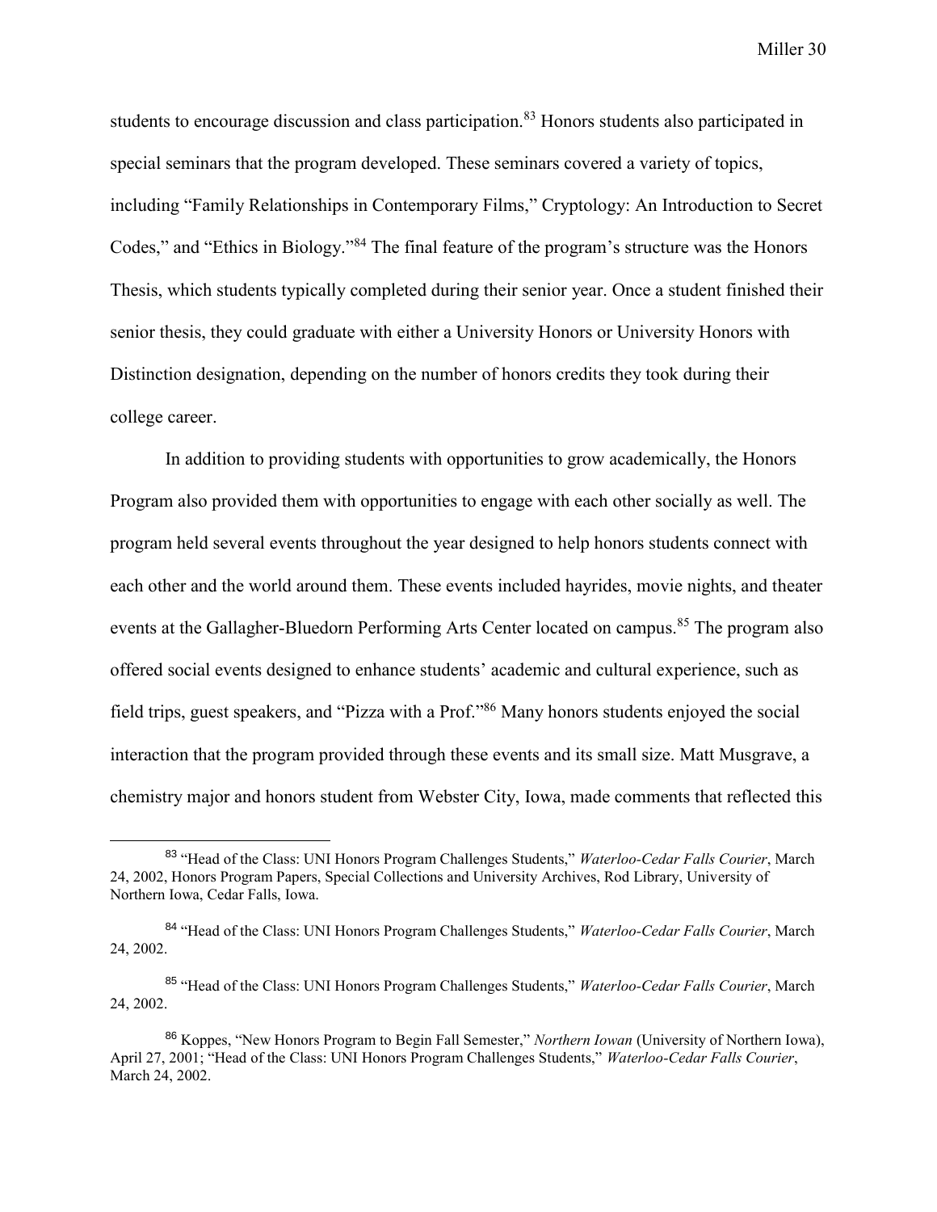students to encourage discussion and class participation.[83] Honors students also participated in special seminars that the program developed. These seminars covered a variety of topics, including "Family Relationships in Contemporary Films," Cryptology: An Introduction to Secret Codes," and "Ethics in Biology."[84] The final feature of the program's structure was the Honors Thesis, which students typically completed during their senior year. Once a student finished their senior thesis, they could graduate with either a University Honors or University Honors with Distinction designation, depending on the number of honors credits they took during their college career.

In addition to providing students with opportunities to grow academically, the Honors Program also provided them with opportunities to engage with each other socially as well. The program held several events throughout the year designed to help honors students connect with each other and the world around them. These events included hayrides, movie nights, and theater events at the Gallagher-Bluedorn Performing Arts Center located on campus.[85] The program also offered social events designed to enhance students' academic and cultural experience, such as field trips, guest speakers, and "Pizza with a Prof."[86] Many honors students enjoyed the social interaction that the program provided through these events and its small size. Matt Musgrave, a chemistry major and honors student from Webster City, Iowa, made comments that reflected this

---

[83] "Head of the Class: UNI Honors Program Challenges Students," *Waterloo-Cedar Falls Courier*, March 24, 2002, Honors Program Papers, Special Collections and University Archives, Rod Library, University of Northern Iowa, Cedar Falls, Iowa.

[84] "Head of the Class: UNI Honors Program Challenges Students," *Waterloo-Cedar Falls Courier*, March 24, 2002.

[85] "Head of the Class: UNI Honors Program Challenges Students," *Waterloo-Cedar Falls Courier*, March 24, 2002.

[86] Koppes, "New Honors Program to Begin Fall Semester," *Northern Iowan* (University of Northern Iowa), April 27, 2001; "Head of the Class: UNI Honors Program Challenges Students," *Waterloo-Cedar Falls Courier*, March 24, 2002.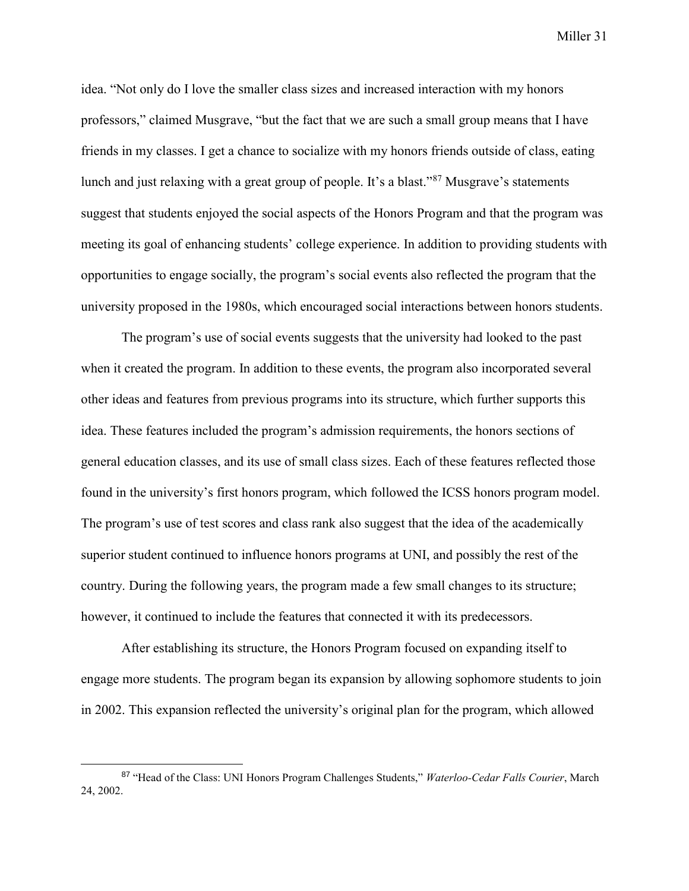idea. "Not only do I love the smaller class sizes and increased interaction with my honors professors," claimed Musgrave, "but the fact that we are such a small group means that I have friends in my classes. I get a chance to socialize with my honors friends outside of class, eating lunch and just relaxing with a great group of people. It's a blast."[87] Musgrave's statements suggest that students enjoyed the social aspects of the Honors Program and that the program was meeting its goal of enhancing students' college experience. In addition to providing students with opportunities to engage socially, the program's social events also reflected the program that the university proposed in the 1980s, which encouraged social interactions between honors students.

The program's use of social events suggests that the university had looked to the past when it created the program. In addition to these events, the program also incorporated several other ideas and features from previous programs into its structure, which further supports this idea. These features included the program's admission requirements, the honors sections of general education classes, and its use of small class sizes. Each of these features reflected those found in the university's first honors program, which followed the ICSS honors program model. The program's use of test scores and class rank also suggest that the idea of the academically superior student continued to influence honors programs at UNI, and possibly the rest of the country. During the following years, the program made a few small changes to its structure; however, it continued to include the features that connected it with its predecessors.

After establishing its structure, the Honors Program focused on expanding itself to engage more students. The program began its expansion by allowing sophomore students to join in 2002. This expansion reflected the university's original plan for the program, which allowed

---

[87] "Head of the Class: UNI Honors Program Challenges Students," *Waterloo-Cedar Falls Courier*, March 24, 2002.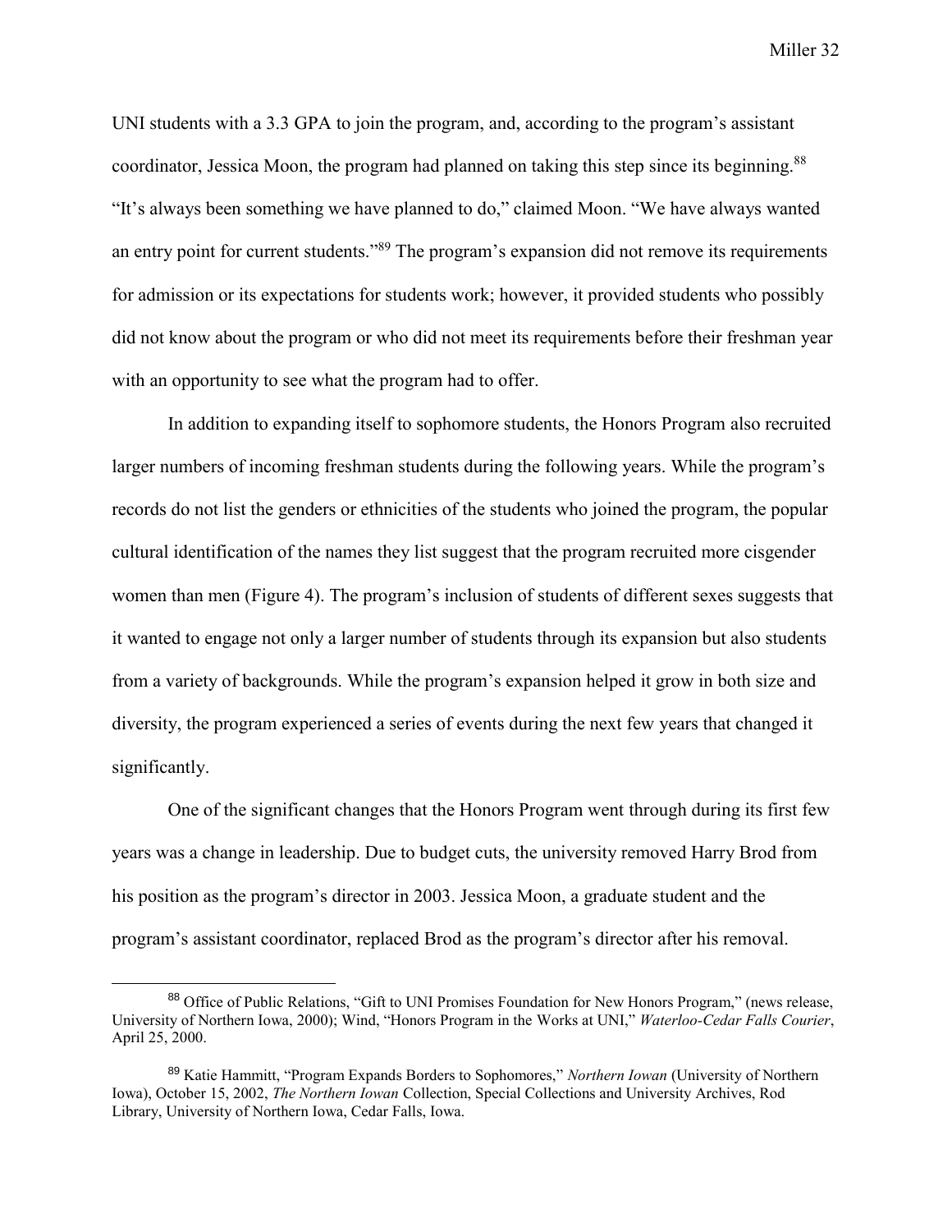UNI students with a 3.3 GPA to join the program, and, according to the program's assistant coordinator, Jessica Moon, the program had planned on taking this step since its beginning.[88] "It's always been something we have planned to do," claimed Moon. "We have always wanted an entry point for current students."[89] The program's expansion did not remove its requirements for admission or its expectations for students work; however, it provided students who possibly did not know about the program or who did not meet its requirements before their freshman year with an opportunity to see what the program had to offer.

In addition to expanding itself to sophomore students, the Honors Program also recruited larger numbers of incoming freshman students during the following years. While the program's records do not list the genders or ethnicities of the students who joined the program, the popular cultural identification of the names they list suggest that the program recruited more cisgender women than men (Figure 4). The program's inclusion of students of different sexes suggests that it wanted to engage not only a larger number of students through its expansion but also students from a variety of backgrounds. While the program's expansion helped it grow in both size and diversity, the program experienced a series of events during the next few years that changed it significantly.

One of the significant changes that the Honors Program went through during its first few years was a change in leadership. Due to budget cuts, the university removed Harry Brod from his position as the program's director in 2003. Jessica Moon, a graduate student and the program's assistant coordinator, replaced Brod as the program's director after his removal.

---

[88] Office of Public Relations, "Gift to UNI Promises Foundation for New Honors Program," (news release, University of Northern Iowa, 2000); Wind, "Honors Program in the Works at UNI," *Waterloo-Cedar Falls Courier*, April 25, 2000.

[89] Katie Hammitt, "Program Expands Borders to Sophomores," *Northern Iowan* (University of Northern Iowa), October 15, 2002, *The Northern Iowan* Collection, Special Collections and University Archives, Rod Library, University of Northern Iowa, Cedar Falls, Iowa.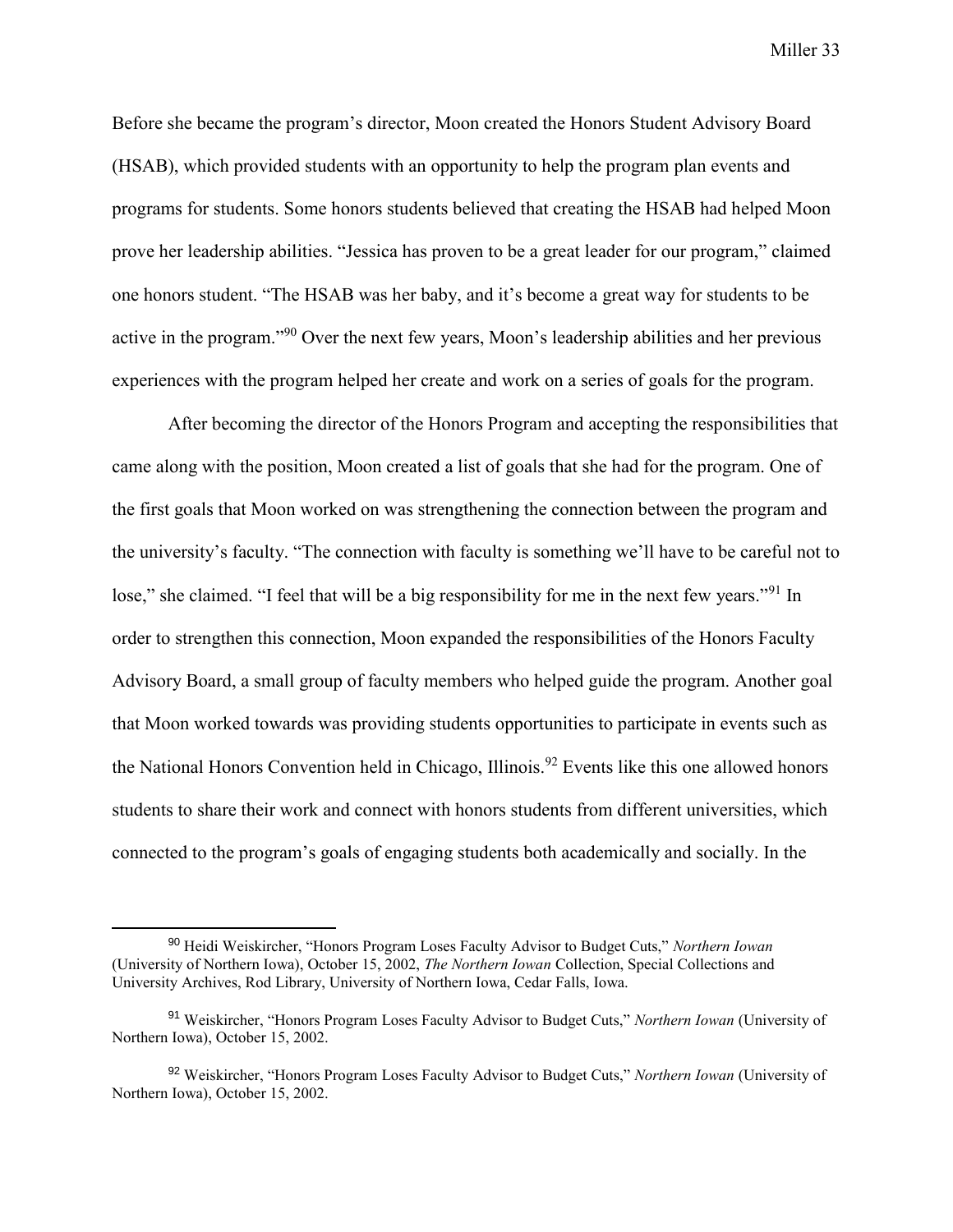Before she became the program's director, Moon created the Honors Student Advisory Board (HSAB), which provided students with an opportunity to help the program plan events and programs for students. Some honors students believed that creating the HSAB had helped Moon prove her leadership abilities. "Jessica has proven to be a great leader for our program," claimed one honors student. "The HSAB was her baby, and it's become a great way for students to be active in the program."[90] Over the next few years, Moon's leadership abilities and her previous experiences with the program helped her create and work on a series of goals for the program.

After becoming the director of the Honors Program and accepting the responsibilities that came along with the position, Moon created a list of goals that she had for the program. One of the first goals that Moon worked on was strengthening the connection between the program and the university's faculty. "The connection with faculty is something we'll have to be careful not to lose," she claimed. "I feel that will be a big responsibility for me in the next few years."[91] In order to strengthen this connection, Moon expanded the responsibilities of the Honors Faculty Advisory Board, a small group of faculty members who helped guide the program. Another goal that Moon worked towards was providing students opportunities to participate in events such as the National Honors Convention held in Chicago, Illinois.[92] Events like this one allowed honors students to share their work and connect with honors students from different universities, which connected to the program's goals of engaging students both academically and socially. In the

---

[90] Heidi Weiskircher, "Honors Program Loses Faculty Advisor to Budget Cuts," *Northern Iowan* (University of Northern Iowa), October 15, 2002, *The Northern Iowan* Collection, Special Collections and University Archives, Rod Library, University of Northern Iowa, Cedar Falls, Iowa.

[91] Weiskircher, "Honors Program Loses Faculty Advisor to Budget Cuts," *Northern Iowan* (University of Northern Iowa), October 15, 2002.

[92] Weiskircher, "Honors Program Loses Faculty Advisor to Budget Cuts," *Northern Iowan* (University of Northern Iowa), October 15, 2002.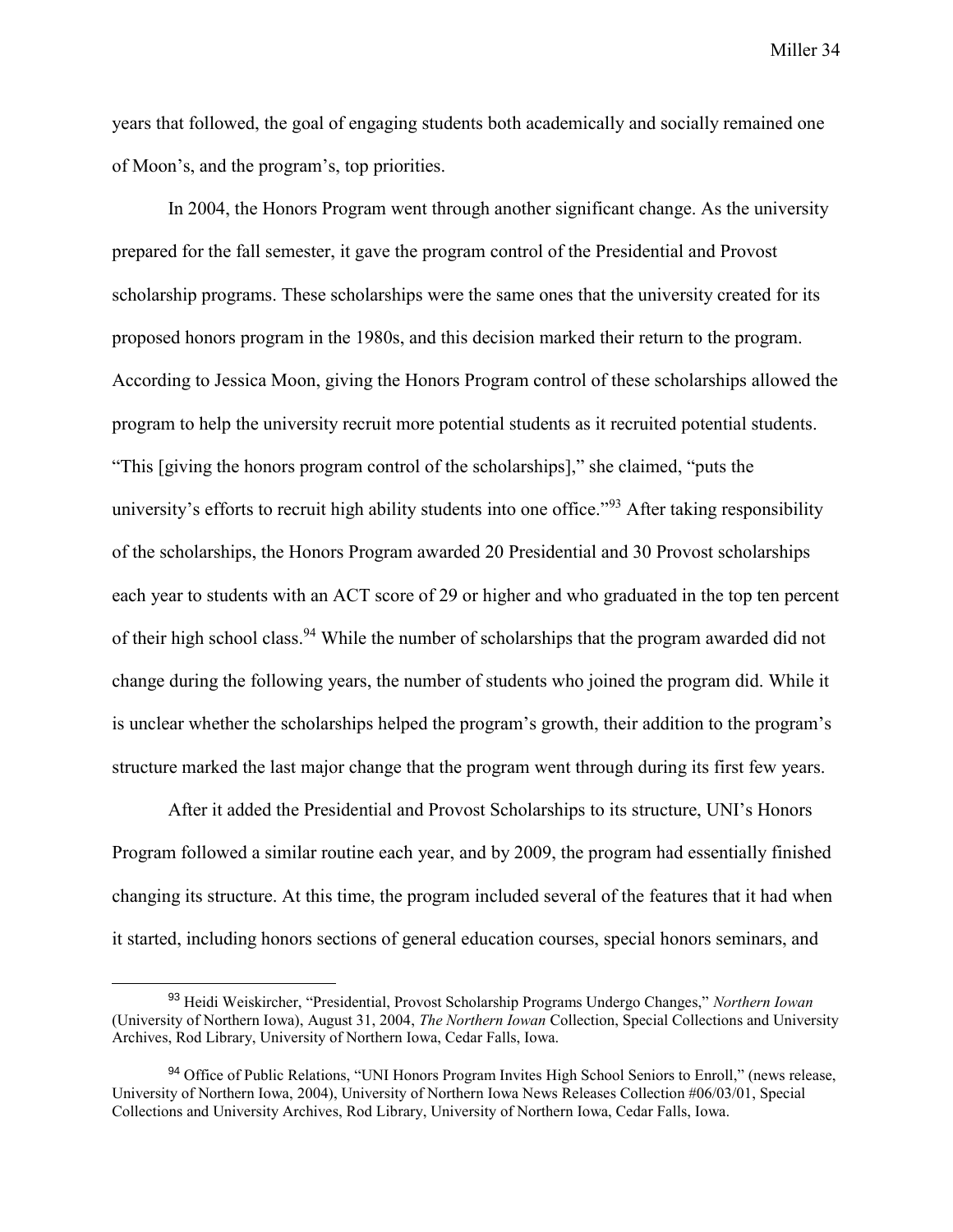years that followed, the goal of engaging students both academically and socially remained one of Moon's, and the program's, top priorities.

In 2004, the Honors Program went through another significant change. As the university prepared for the fall semester, it gave the program control of the Presidential and Provost scholarship programs. These scholarships were the same ones that the university created for its proposed honors program in the 1980s, and this decision marked their return to the program. According to Jessica Moon, giving the Honors Program control of these scholarships allowed the program to help the university recruit more potential students as it recruited potential students. "This [giving the honors program control of the scholarships]," she claimed, "puts the university's efforts to recruit high ability students into one office."[93] After taking responsibility of the scholarships, the Honors Program awarded 20 Presidential and 30 Provost scholarships each year to students with an ACT score of 29 or higher and who graduated in the top ten percent of their high school class.[94] While the number of scholarships that the program awarded did not change during the following years, the number of students who joined the program did. While it is unclear whether the scholarships helped the program's growth, their addition to the program's structure marked the last major change that the program went through during its first few years.

After it added the Presidential and Provost Scholarships to its structure, UNI's Honors Program followed a similar routine each year, and by 2009, the program had essentially finished changing its structure. At this time, the program included several of the features that it had when it started, including honors sections of general education courses, special honors seminars, and

---

[93] Heidi Weiskircher, "Presidential, Provost Scholarship Programs Undergo Changes," *Northern Iowan* (University of Northern Iowa), August 31, 2004, *The Northern Iowan* Collection, Special Collections and University Archives, Rod Library, University of Northern Iowa, Cedar Falls, Iowa.

[94] Office of Public Relations, "UNI Honors Program Invites High School Seniors to Enroll," (news release, University of Northern Iowa, 2004), University of Northern Iowa News Releases Collection #06/03/01, Special Collections and University Archives, Rod Library, University of Northern Iowa, Cedar Falls, Iowa.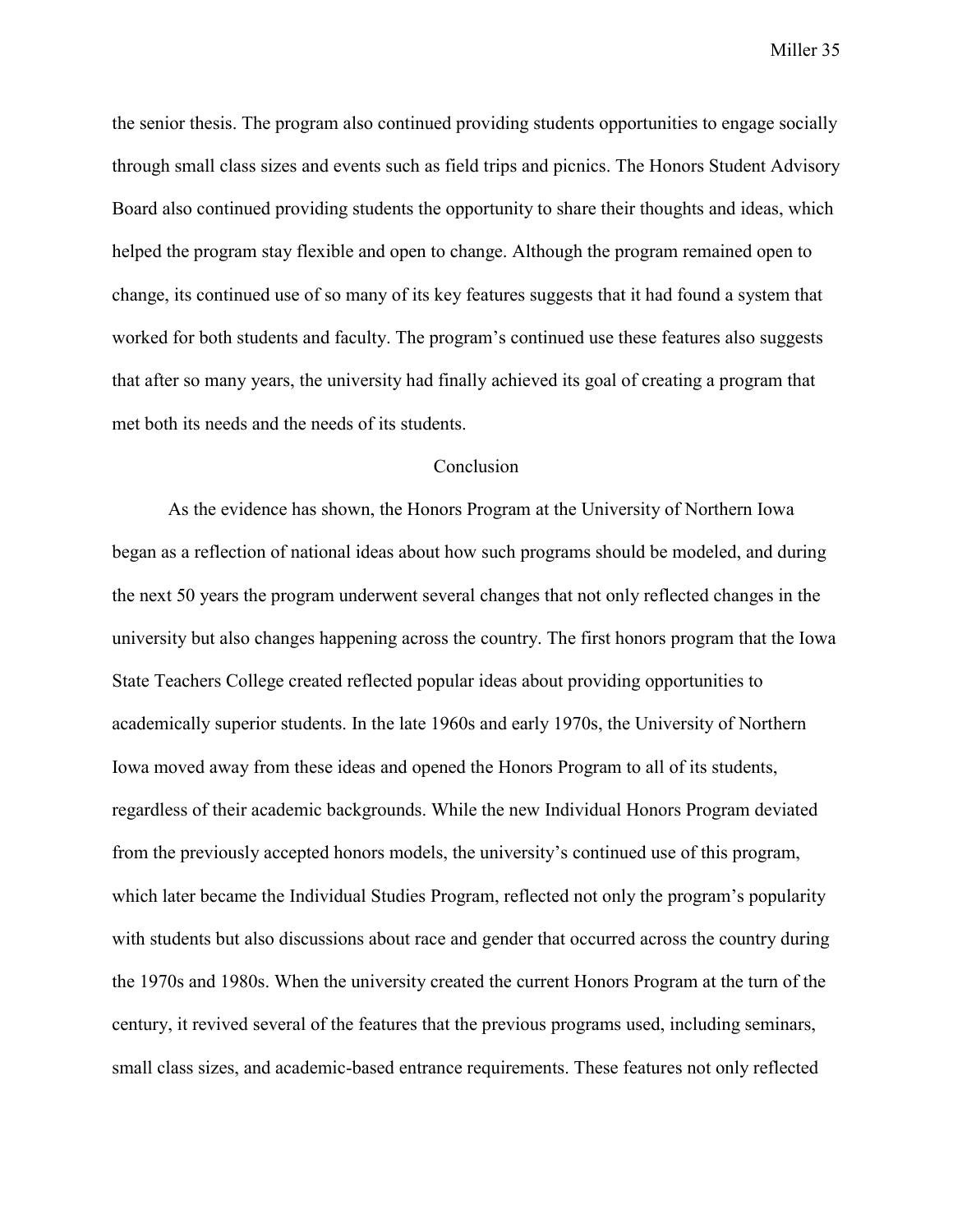the senior thesis. The program also continued providing students opportunities to engage socially through small class sizes and events such as field trips and picnics. The Honors Student Advisory Board also continued providing students the opportunity to share their thoughts and ideas, which helped the program stay flexible and open to change. Although the program remained open to change, its continued use of so many of its key features suggests that it had found a system that worked for both students and faculty. The program's continued use these features also suggests that after so many years, the university had finally achieved its goal of creating a program that met both its needs and the needs of its students.

## Conclusion

As the evidence has shown, the Honors Program at the University of Northern Iowa began as a reflection of national ideas about how such programs should be modeled, and during the next 50 years the program underwent several changes that not only reflected changes in the university but also changes happening across the country. The first honors program that the Iowa State Teachers College created reflected popular ideas about providing opportunities to academically superior students. In the late 1960s and early 1970s, the University of Northern Iowa moved away from these ideas and opened the Honors Program to all of its students, regardless of their academic backgrounds. While the new Individual Honors Program deviated from the previously accepted honors models, the university's continued use of this program, which later became the Individual Studies Program, reflected not only the program's popularity with students but also discussions about race and gender that occurred across the country during the 1970s and 1980s. When the university created the current Honors Program at the turn of the century, it revived several of the features that the previous programs used, including seminars, small class sizes, and academic-based entrance requirements. These features not only reflected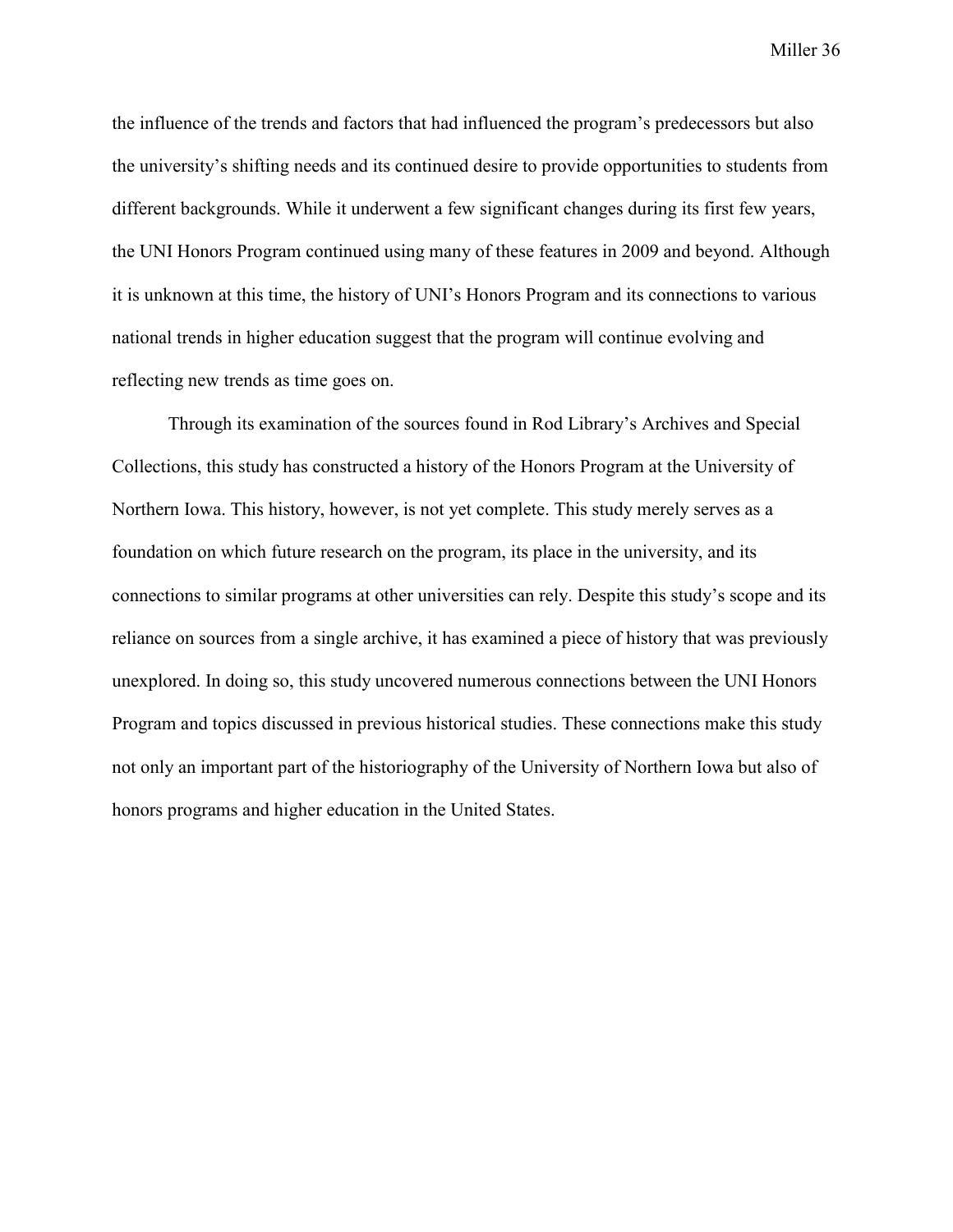the influence of the trends and factors that had influenced the program's predecessors but also the university's shifting needs and its continued desire to provide opportunities to students from different backgrounds. While it underwent a few significant changes during its first few years, the UNI Honors Program continued using many of these features in 2009 and beyond. Although it is unknown at this time, the history of UNI's Honors Program and its connections to various national trends in higher education suggest that the program will continue evolving and reflecting new trends as time goes on.

Through its examination of the sources found in Rod Library's Archives and Special Collections, this study has constructed a history of the Honors Program at the University of Northern Iowa. This history, however, is not yet complete. This study merely serves as a foundation on which future research on the program, its place in the university, and its connections to similar programs at other universities can rely. Despite this study's scope and its reliance on sources from a single archive, it has examined a piece of history that was previously unexplored. In doing so, this study uncovered numerous connections between the UNI Honors Program and topics discussed in previous historical studies. These connections make this study not only an important part of the historiography of the University of Northern Iowa but also of honors programs and higher education in the United States.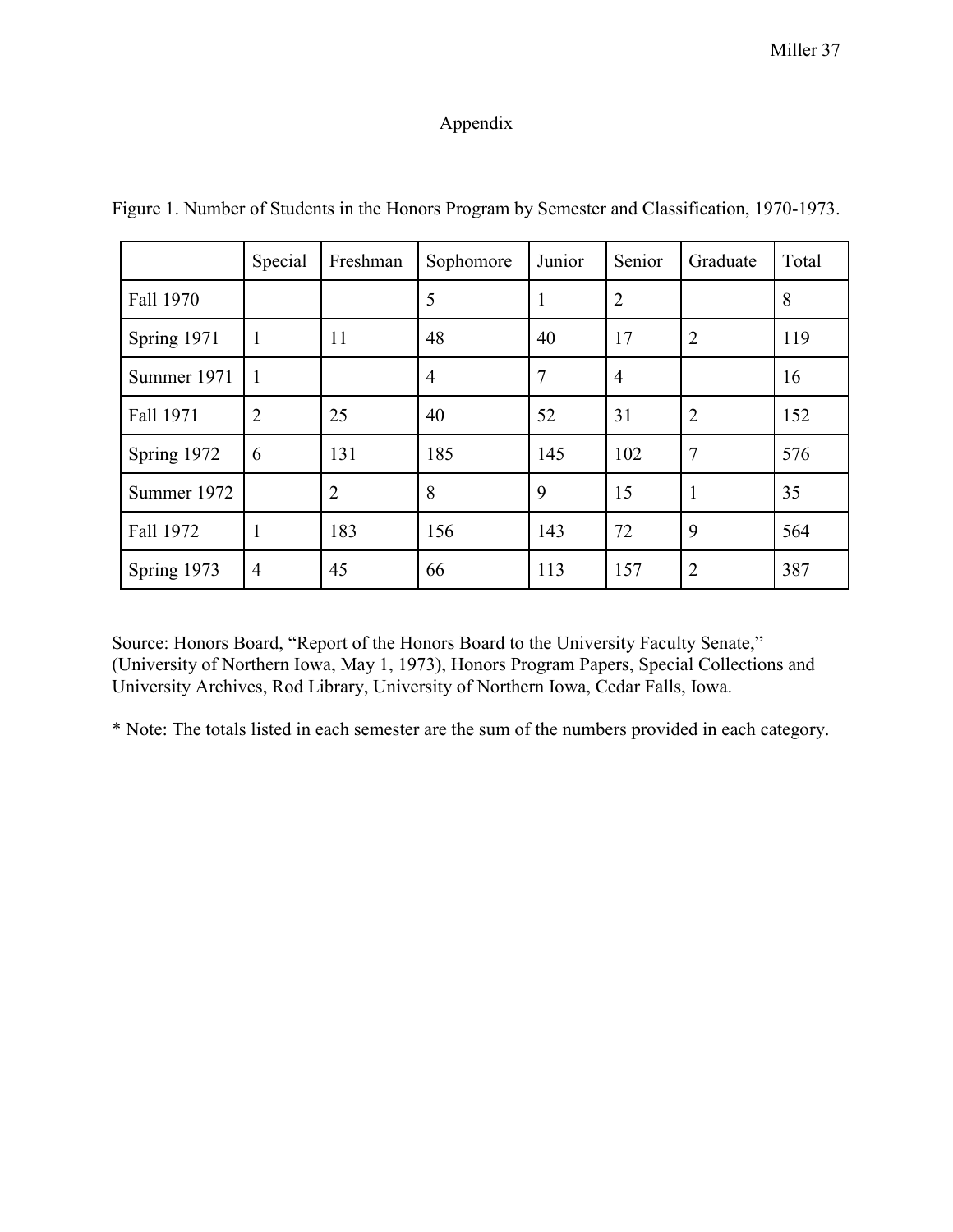# Appendix

Figure 1. Number of Students in the Honors Program by Semester and Classification, 1970-1973.

| | Special | Freshman | Sophomore | Junior | Senior | Graduate | Total |
|---|---|---|---|---|---|---|---|
| Fall 1970 | | | 5 | 1 | 2 | | 8 |
| Spring 1971 | 1 | 11 | 48 | 40 | 17 | 2 | 119 |
| Summer 1971 | 1 | | 4 | 7 | 4 | | 16 |
| Fall 1971 | 2 | 25 | 40 | 52 | 31 | 2 | 152 |
| Spring 1972 | 6 | 131 | 185 | 145 | 102 | 7 | 576 |
| Summer 1972 | | 2 | 8 | 9 | 15 | 1 | 35 |
| Fall 1972 | 1 | 183 | 156 | 143 | 72 | 9 | 564 |
| Spring 1973 | 4 | 45 | 66 | 113 | 157 | 2 | 387 |

Source: Honors Board, "Report of the Honors Board to the University Faculty Senate," (University of Northern Iowa, May 1, 1973), Honors Program Papers, Special Collections and University Archives, Rod Library, University of Northern Iowa, Cedar Falls, Iowa.

* Note: The totals listed in each semester are the sum of the numbers provided in each category.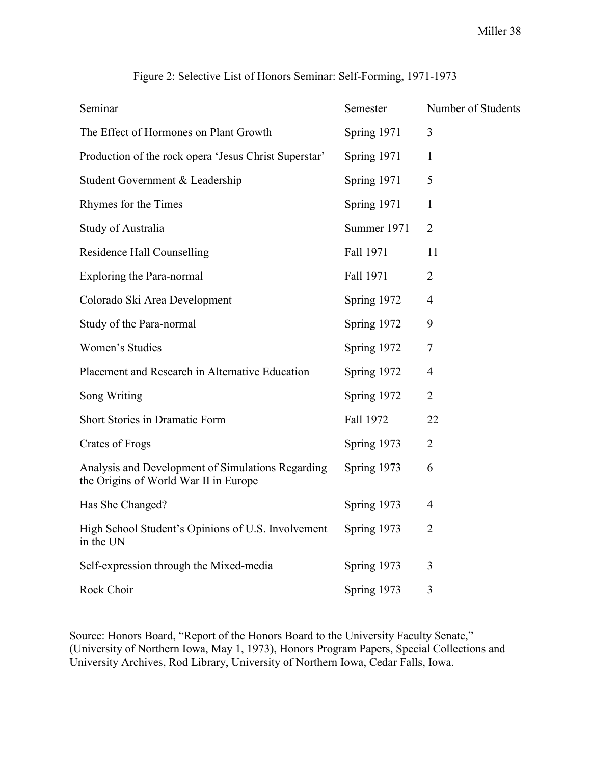Figure 2: Selective List of Honors Seminar: Self-Forming, 1971-1973

| Seminar | Semester | Number of Students |
| --- | --- | --- |
| The Effect of Hormones on Plant Growth | Spring 1971 | 3 |
| Production of the rock opera 'Jesus Christ Superstar' | Spring 1971 | 1 |
| Student Government & Leadership | Spring 1971 | 5 |
| Rhymes for the Times | Spring 1971 | 1 |
| Study of Australia | Summer 1971 | 2 |
| Residence Hall Counselling | Fall 1971 | 11 |
| Exploring the Para-normal | Fall 1971 | 2 |
| Colorado Ski Area Development | Spring 1972 | 4 |
| Study of the Para-normal | Spring 1972 | 9 |
| Women's Studies | Spring 1972 | 7 |
| Placement and Research in Alternative Education | Spring 1972 | 4 |
| Song Writing | Spring 1972 | 2 |
| Short Stories in Dramatic Form | Fall 1972 | 22 |
| Crates of Frogs | Spring 1973 | 2 |
| Analysis and Development of Simulations Regarding the Origins of World War II in Europe | Spring 1973 | 6 |
| Has She Changed? | Spring 1973 | 4 |
| High School Student's Opinions of U.S. Involvement in the UN | Spring 1973 | 2 |
| Self-expression through the Mixed-media | Spring 1973 | 3 |
| Rock Choir | Spring 1973 | 3 |

Source: Honors Board, "Report of the Honors Board to the University Faculty Senate," (University of Northern Iowa, May 1, 1973), Honors Program Papers, Special Collections and University Archives, Rod Library, University of Northern Iowa, Cedar Falls, Iowa.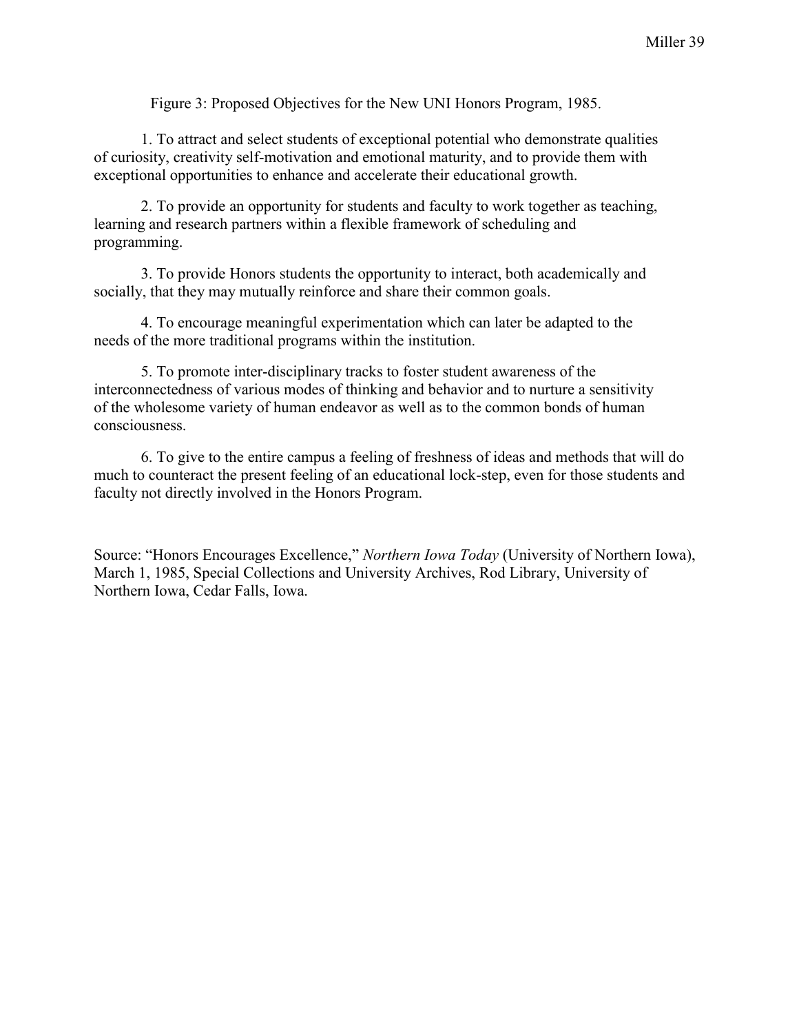Figure 3: Proposed Objectives for the New UNI Honors Program, 1985.

1. To attract and select students of exceptional potential who demonstrate qualities of curiosity, creativity self-motivation and emotional maturity, and to provide them with exceptional opportunities to enhance and accelerate their educational growth.

2. To provide an opportunity for students and faculty to work together as teaching, learning and research partners within a flexible framework of scheduling and programming.

3. To provide Honors students the opportunity to interact, both academically and socially, that they may mutually reinforce and share their common goals.

4. To encourage meaningful experimentation which can later be adapted to the needs of the more traditional programs within the institution.

5. To promote inter-disciplinary tracks to foster student awareness of the interconnectedness of various modes of thinking and behavior and to nurture a sensitivity of the wholesome variety of human endeavor as well as to the common bonds of human consciousness.

6. To give to the entire campus a feeling of freshness of ideas and methods that will do much to counteract the present feeling of an educational lock-step, even for those students and faculty not directly involved in the Honors Program.

Source: "Honors Encourages Excellence," *Northern Iowa Today* (University of Northern Iowa), March 1, 1985, Special Collections and University Archives, Rod Library, University of Northern Iowa, Cedar Falls, Iowa.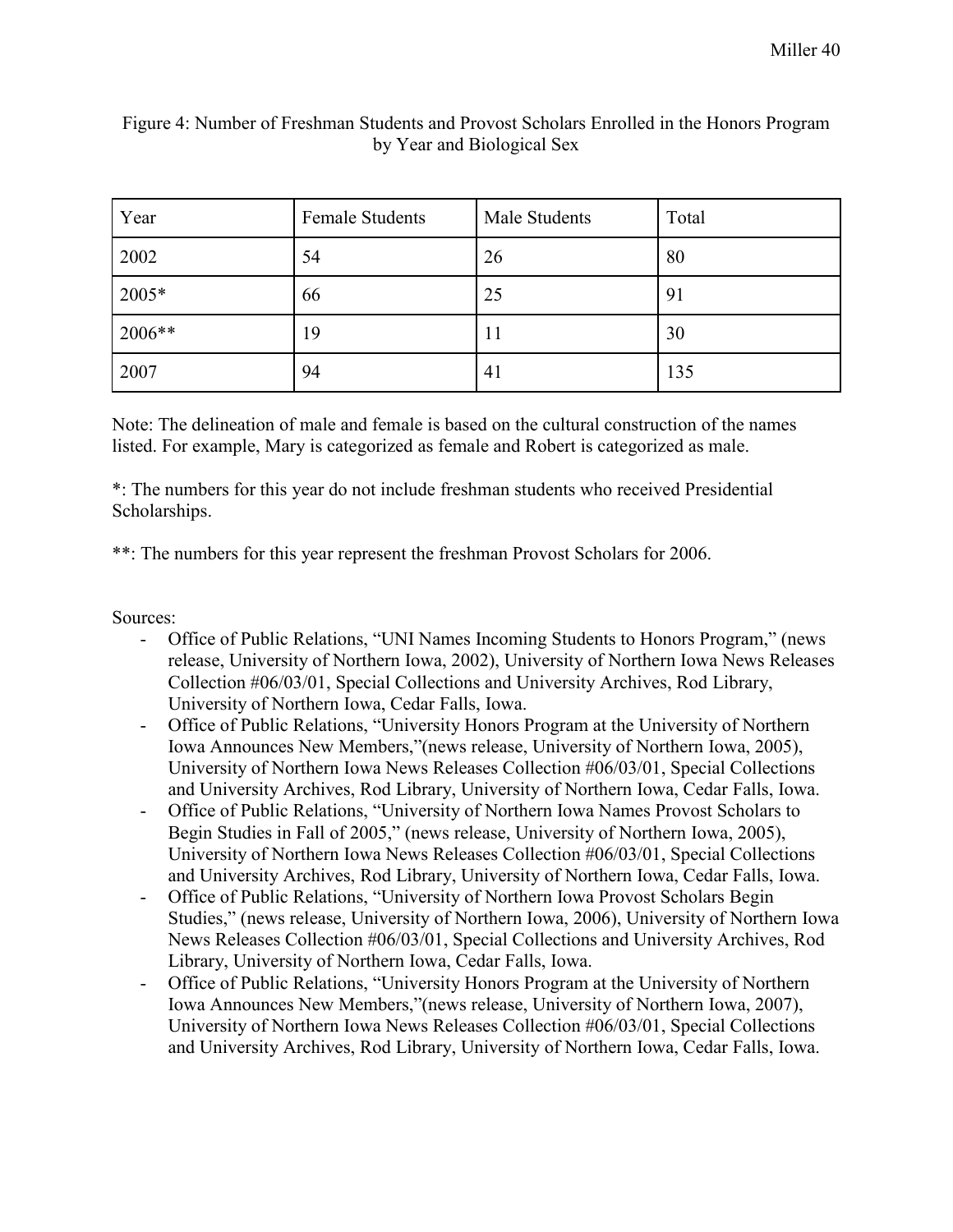Figure 4: Number of Freshman Students and Provost Scholars Enrolled in the Honors Program by Year and Biological Sex

| Year | Female Students | Male Students | Total |
| --- | --- | --- | --- |
| 2002 | 54 | 26 | 80 |
| 2005* | 66 | 25 | 91 |
| 2006** | 19 | 11 | 30 |
| 2007 | 94 | 41 | 135 |

Note: The delineation of male and female is based on the cultural construction of the names listed. For example, Mary is categorized as female and Robert is categorized as male.

*: The numbers for this year do not include freshman students who received Presidential Scholarships.

**: The numbers for this year represent the freshman Provost Scholars for 2006.

Sources:

- Office of Public Relations, "UNI Names Incoming Students to Honors Program," (news release, University of Northern Iowa, 2002), University of Northern Iowa News Releases Collection #06/03/01, Special Collections and University Archives, Rod Library, University of Northern Iowa, Cedar Falls, Iowa.
- Office of Public Relations, "University Honors Program at the University of Northern Iowa Announces New Members,"(news release, University of Northern Iowa, 2005), University of Northern Iowa News Releases Collection #06/03/01, Special Collections and University Archives, Rod Library, University of Northern Iowa, Cedar Falls, Iowa.
- Office of Public Relations, "University of Northern Iowa Names Provost Scholars to Begin Studies in Fall of 2005," (news release, University of Northern Iowa, 2005), University of Northern Iowa News Releases Collection #06/03/01, Special Collections and University Archives, Rod Library, University of Northern Iowa, Cedar Falls, Iowa.
- Office of Public Relations, "University of Northern Iowa Provost Scholars Begin Studies," (news release, University of Northern Iowa, 2006), University of Northern Iowa News Releases Collection #06/03/01, Special Collections and University Archives, Rod Library, University of Northern Iowa, Cedar Falls, Iowa.
- Office of Public Relations, "University Honors Program at the University of Northern Iowa Announces New Members,"(news release, University of Northern Iowa, 2007), University of Northern Iowa News Releases Collection #06/03/01, Special Collections and University Archives, Rod Library, University of Northern Iowa, Cedar Falls, Iowa.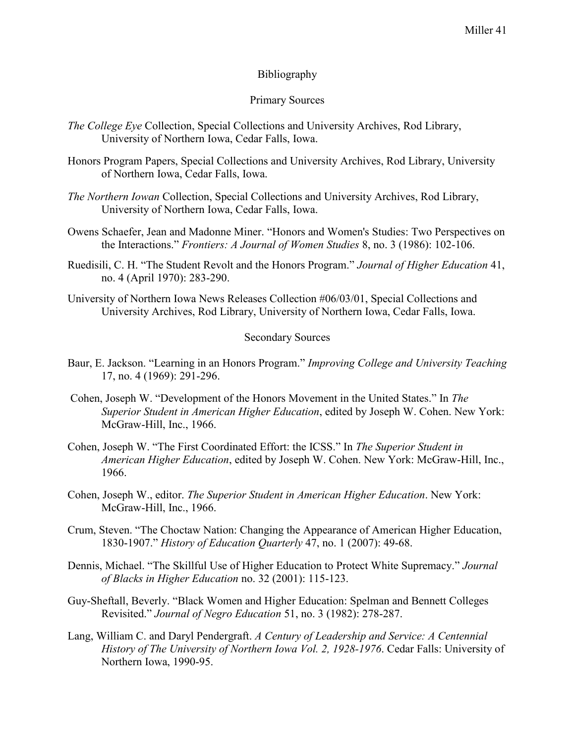# Bibliography

## Primary Sources

*The College Eye* Collection, Special Collections and University Archives, Rod Library, University of Northern Iowa, Cedar Falls, Iowa.

Honors Program Papers, Special Collections and University Archives, Rod Library, University of Northern Iowa, Cedar Falls, Iowa.

*The Northern Iowan* Collection, Special Collections and University Archives, Rod Library, University of Northern Iowa, Cedar Falls, Iowa.

Owens Schaefer, Jean and Madonne Miner. "Honors and Women's Studies: Two Perspectives on the Interactions." *Frontiers: A Journal of Women Studies* 8, no. 3 (1986): 102-106.

Ruedisili, C. H. "The Student Revolt and the Honors Program." *Journal of Higher Education* 41, no. 4 (April 1970): 283-290.

University of Northern Iowa News Releases Collection #06/03/01, Special Collections and University Archives, Rod Library, University of Northern Iowa, Cedar Falls, Iowa.

## Secondary Sources

Baur, E. Jackson. "Learning in an Honors Program." *Improving College and University Teaching* 17, no. 4 (1969): 291-296.

Cohen, Joseph W. "Development of the Honors Movement in the United States." In *The Superior Student in American Higher Education*, edited by Joseph W. Cohen. New York: McGraw-Hill, Inc., 1966.

Cohen, Joseph W. "The First Coordinated Effort: the ICSS." In *The Superior Student in American Higher Education*, edited by Joseph W. Cohen. New York: McGraw-Hill, Inc., 1966.

Cohen, Joseph W., editor. *The Superior Student in American Higher Education*. New York: McGraw-Hill, Inc., 1966.

Crum, Steven. "The Choctaw Nation: Changing the Appearance of American Higher Education, 1830-1907." *History of Education Quarterly* 47, no. 1 (2007): 49-68.

Dennis, Michael. "The Skillful Use of Higher Education to Protect White Supremacy." *Journal of Blacks in Higher Education* no. 32 (2001): 115-123.

Guy-Sheftall, Beverly. "Black Women and Higher Education: Spelman and Bennett Colleges Revisited." *Journal of Negro Education* 51, no. 3 (1982): 278-287.

Lang, William C. and Daryl Pendergraft. *A Century of Leadership and Service: A Centennial History of The University of Northern Iowa Vol. 2, 1928-1976*. Cedar Falls: University of Northern Iowa, 1990-95.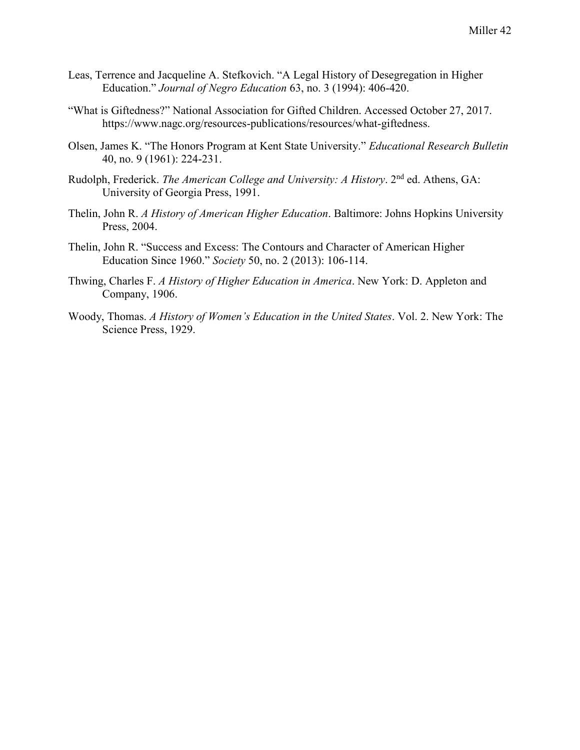Leas, Terrence and Jacqueline A. Stefkovich. "A Legal History of Desegregation in Higher Education." *Journal of Negro Education* 63, no. 3 (1994): 406-420.

"What is Giftedness?" National Association for Gifted Children. Accessed October 27, 2017. https://www.nagc.org/resources-publications/resources/what-giftedness.

Olsen, James K. "The Honors Program at Kent State University." *Educational Research Bulletin* 40, no. 9 (1961): 224-231.

Rudolph, Frederick. *The American College and University: A History*. 2nd ed. Athens, GA: University of Georgia Press, 1991.

Thelin, John R. *A History of American Higher Education*. Baltimore: Johns Hopkins University Press, 2004.

Thelin, John R. "Success and Excess: The Contours and Character of American Higher Education Since 1960." *Society* 50, no. 2 (2013): 106-114.

Thwing, Charles F. *A History of Higher Education in America*. New York: D. Appleton and Company, 1906.

Woody, Thomas. *A History of Women's Education in the United States*. Vol. 2. New York: The Science Press, 1929.